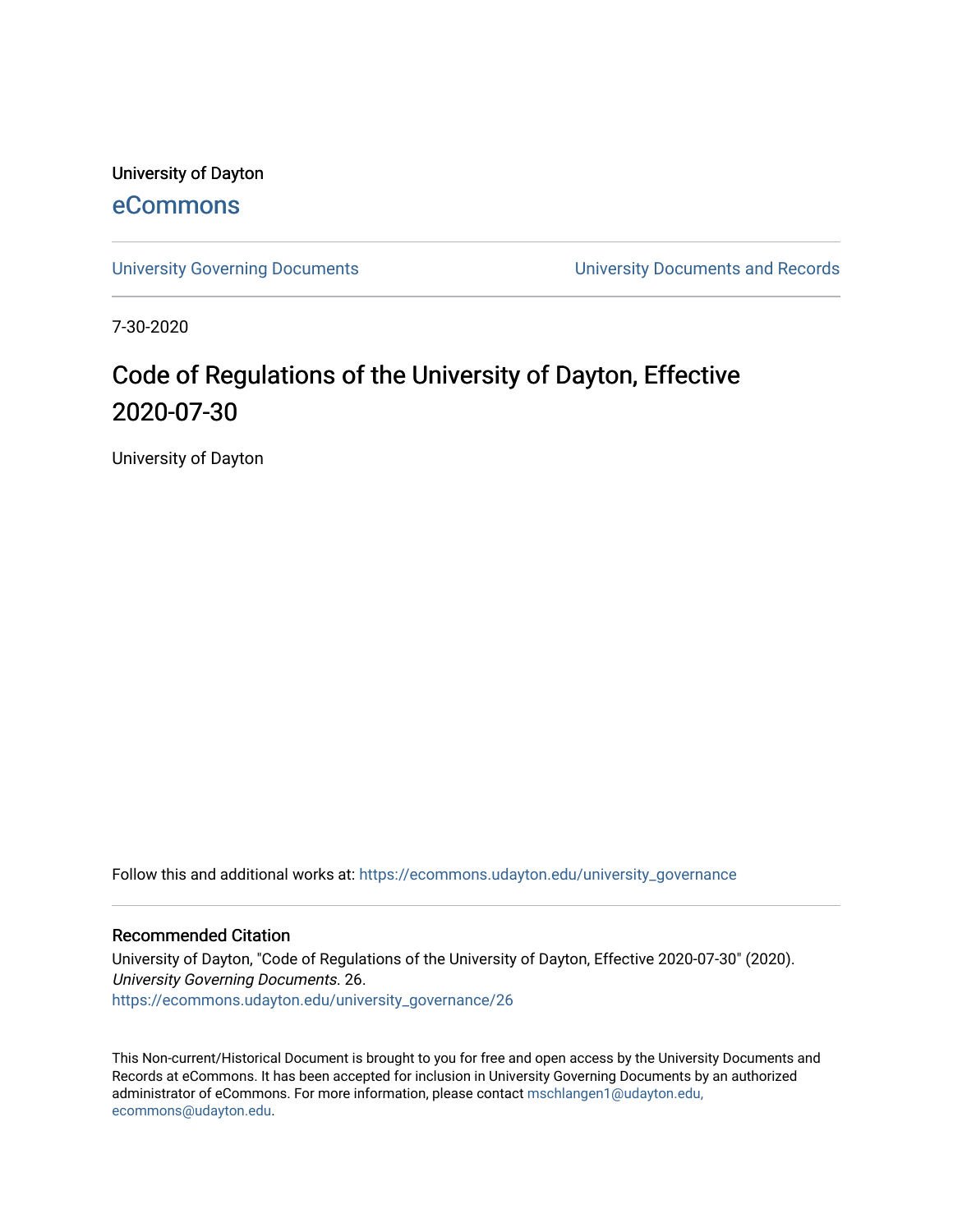University of Dayton

eCommons

University Governing Documents | University Documents and Records

7-30-2020

# Code of Regulations of the University of Dayton, Effective 2020-07-30

University of Dayton

Follow this and additional works at: https://ecommons.udayton.edu/university_governance

## Recommended Citation

University of Dayton, "Code of Regulations of the University of Dayton, Effective 2020-07-30" (2020). *University Governing Documents*. 26.
https://ecommons.udayton.edu/university_governance/26

This Non-current/Historical Document is brought to you for free and open access by the University Documents and Records at eCommons. It has been accepted for inclusion in University Governing Documents by an authorized administrator of eCommons. For more information, please contact mschlangen1@udayton.edu, ecommons@udayton.edu.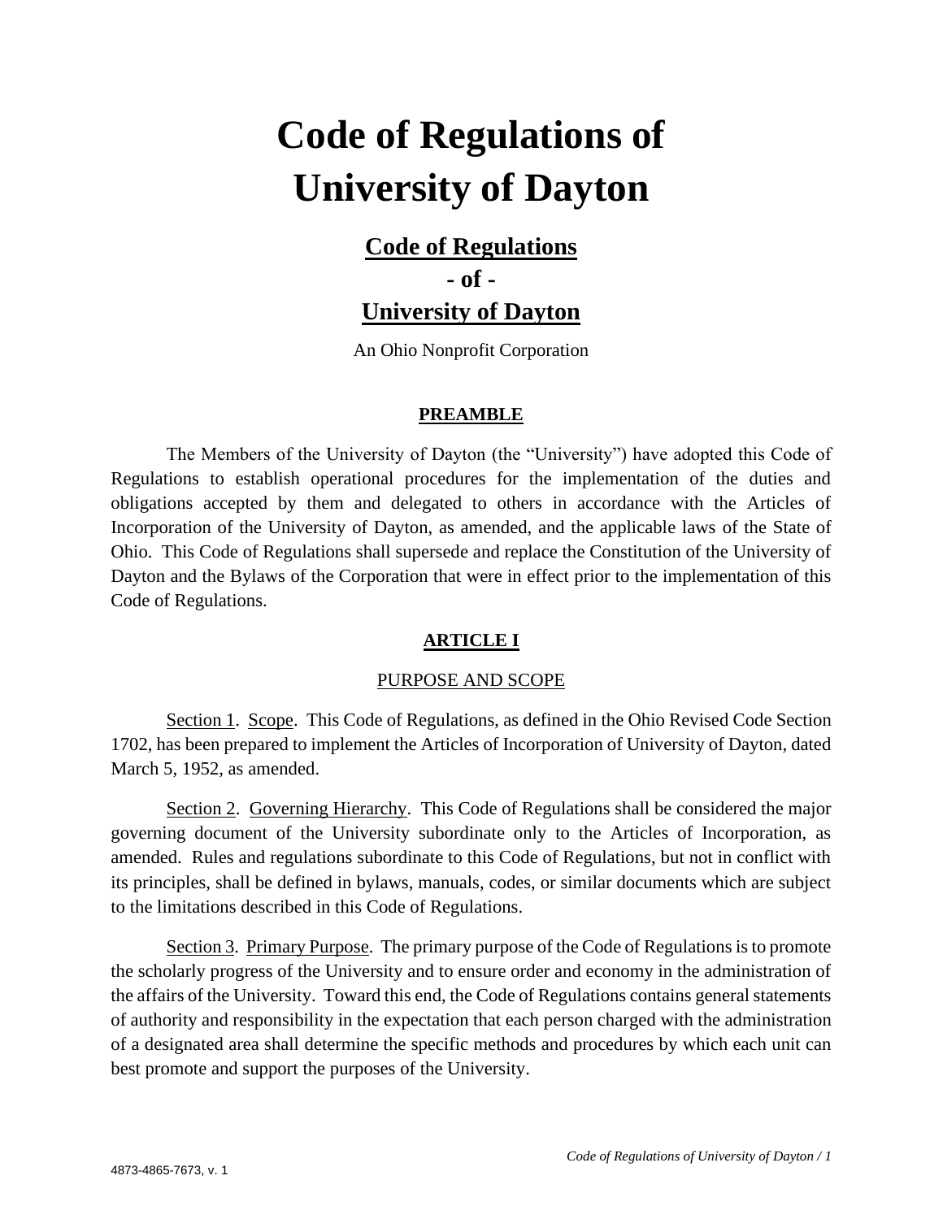# Code of Regulations of University of Dayton

## Code of Regulations
## - of -
## University of Dayton

An Ohio Nonprofit Corporation

### PREAMBLE

The Members of the University of Dayton (the "University") have adopted this Code of Regulations to establish operational procedures for the implementation of the duties and obligations accepted by them and delegated to others in accordance with the Articles of Incorporation of the University of Dayton, as amended, and the applicable laws of the State of Ohio. This Code of Regulations shall supersede and replace the Constitution of the University of Dayton and the Bylaws of the Corporation that were in effect prior to the implementation of this Code of Regulations.

### ARTICLE I

PURPOSE AND SCOPE

Section 1. Scope. This Code of Regulations, as defined in the Ohio Revised Code Section 1702, has been prepared to implement the Articles of Incorporation of University of Dayton, dated March 5, 1952, as amended.

Section 2. Governing Hierarchy. This Code of Regulations shall be considered the major governing document of the University subordinate only to the Articles of Incorporation, as amended. Rules and regulations subordinate to this Code of Regulations, but not in conflict with its principles, shall be defined in bylaws, manuals, codes, or similar documents which are subject to the limitations described in this Code of Regulations.

Section 3. Primary Purpose. The primary purpose of the Code of Regulations is to promote the scholarly progress of the University and to ensure order and economy in the administration of the affairs of the University. Toward this end, the Code of Regulations contains general statements of authority and responsibility in the expectation that each person charged with the administration of a designated area shall determine the specific methods and procedures by which each unit can best promote and support the purposes of the University.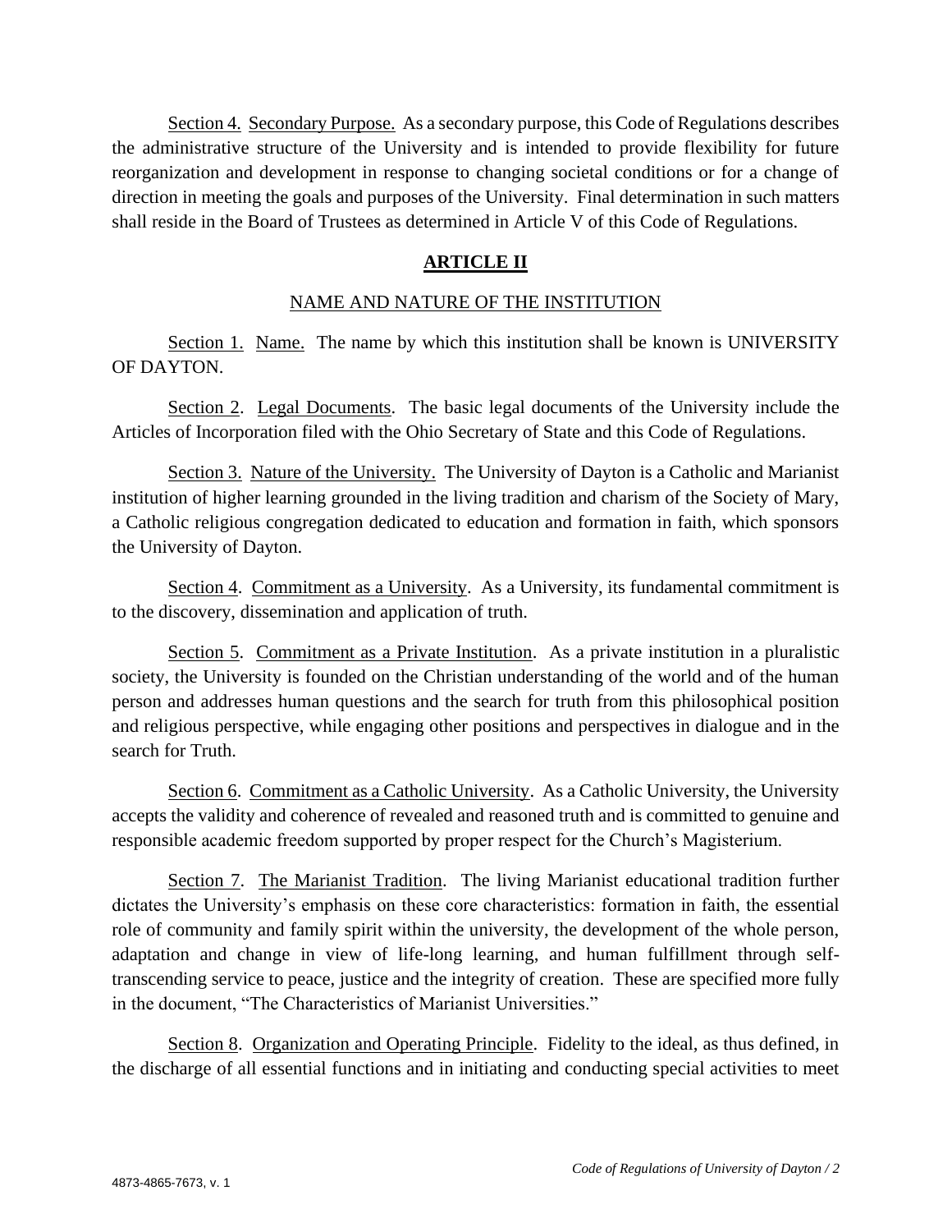Section 4. Secondary Purpose. As a secondary purpose, this Code of Regulations describes the administrative structure of the University and is intended to provide flexibility for future reorganization and development in response to changing societal conditions or for a change of direction in meeting the goals and purposes of the University. Final determination in such matters shall reside in the Board of Trustees as determined in Article V of this Code of Regulations.

## ARTICLE II

### NAME AND NATURE OF THE INSTITUTION

Section 1. Name. The name by which this institution shall be known is UNIVERSITY OF DAYTON.

Section 2. Legal Documents. The basic legal documents of the University include the Articles of Incorporation filed with the Ohio Secretary of State and this Code of Regulations.

Section 3. Nature of the University. The University of Dayton is a Catholic and Marianist institution of higher learning grounded in the living tradition and charism of the Society of Mary, a Catholic religious congregation dedicated to education and formation in faith, which sponsors the University of Dayton.

Section 4. Commitment as a University. As a University, its fundamental commitment is to the discovery, dissemination and application of truth.

Section 5. Commitment as a Private Institution. As a private institution in a pluralistic society, the University is founded on the Christian understanding of the world and of the human person and addresses human questions and the search for truth from this philosophical position and religious perspective, while engaging other positions and perspectives in dialogue and in the search for Truth.

Section 6. Commitment as a Catholic University. As a Catholic University, the University accepts the validity and coherence of revealed and reasoned truth and is committed to genuine and responsible academic freedom supported by proper respect for the Church's Magisterium.

Section 7. The Marianist Tradition. The living Marianist educational tradition further dictates the University's emphasis on these core characteristics: formation in faith, the essential role of community and family spirit within the university, the development of the whole person, adaptation and change in view of life-long learning, and human fulfillment through self-transcending service to peace, justice and the integrity of creation. These are specified more fully in the document, "The Characteristics of Marianist Universities."

Section 8. Organization and Operating Principle. Fidelity to the ideal, as thus defined, in the discharge of all essential functions and in initiating and conducting special activities to meet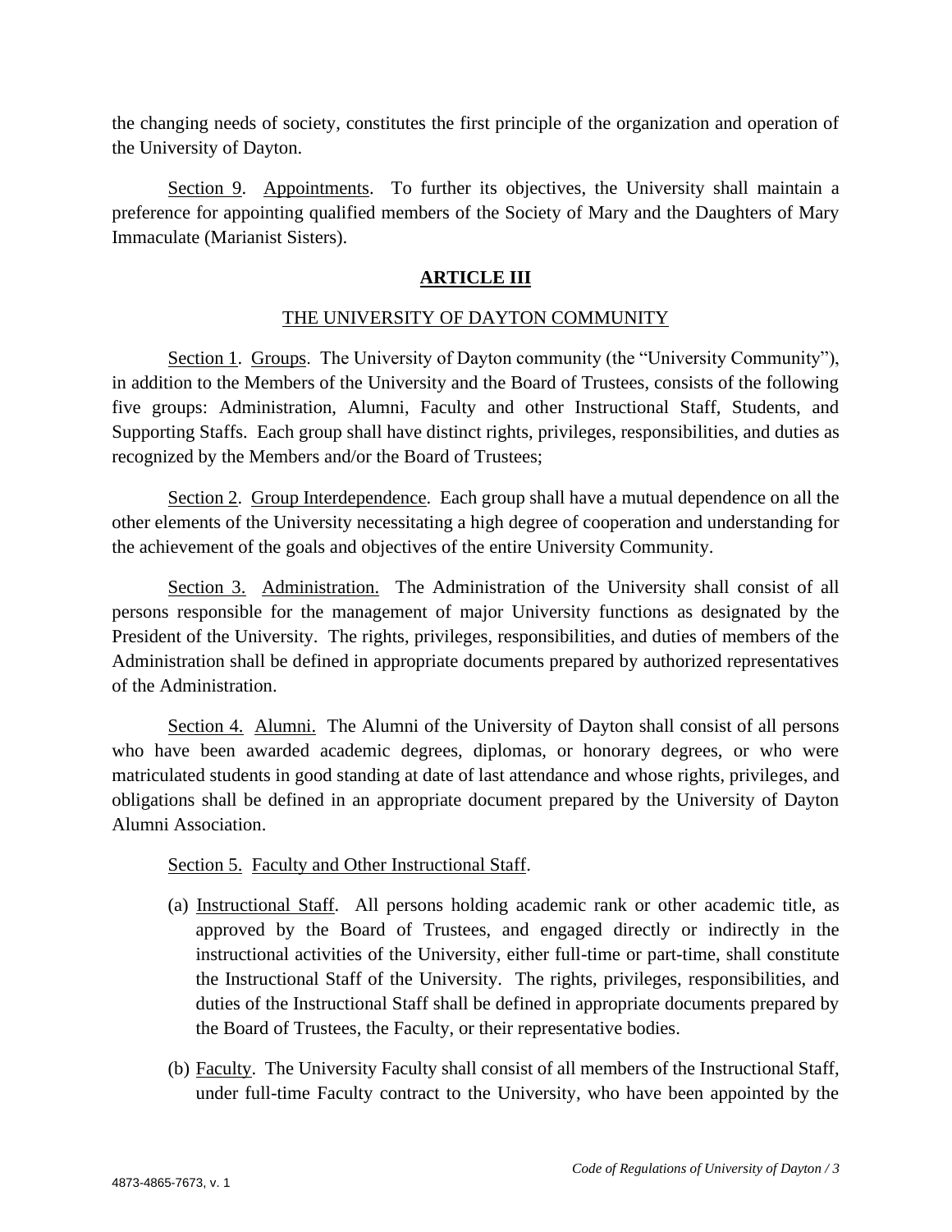the changing needs of society, constitutes the first principle of the organization and operation of the University of Dayton.

Section 9. Appointments. To further its objectives, the University shall maintain a preference for appointing qualified members of the Society of Mary and the Daughters of Mary Immaculate (Marianist Sisters).

## ARTICLE III

### THE UNIVERSITY OF DAYTON COMMUNITY

Section 1. Groups. The University of Dayton community (the "University Community"), in addition to the Members of the University and the Board of Trustees, consists of the following five groups: Administration, Alumni, Faculty and other Instructional Staff, Students, and Supporting Staffs. Each group shall have distinct rights, privileges, responsibilities, and duties as recognized by the Members and/or the Board of Trustees;

Section 2. Group Interdependence. Each group shall have a mutual dependence on all the other elements of the University necessitating a high degree of cooperation and understanding for the achievement of the goals and objectives of the entire University Community.

Section 3. Administration. The Administration of the University shall consist of all persons responsible for the management of major University functions as designated by the President of the University. The rights, privileges, responsibilities, and duties of members of the Administration shall be defined in appropriate documents prepared by authorized representatives of the Administration.

Section 4. Alumni. The Alumni of the University of Dayton shall consist of all persons who have been awarded academic degrees, diplomas, or honorary degrees, or who were matriculated students in good standing at date of last attendance and whose rights, privileges, and obligations shall be defined in an appropriate document prepared by the University of Dayton Alumni Association.

Section 5. Faculty and Other Instructional Staff.

(a) Instructional Staff. All persons holding academic rank or other academic title, as approved by the Board of Trustees, and engaged directly or indirectly in the instructional activities of the University, either full-time or part-time, shall constitute the Instructional Staff of the University. The rights, privileges, responsibilities, and duties of the Instructional Staff shall be defined in appropriate documents prepared by the Board of Trustees, the Faculty, or their representative bodies.

(b) Faculty. The University Faculty shall consist of all members of the Instructional Staff, under full-time Faculty contract to the University, who have been appointed by the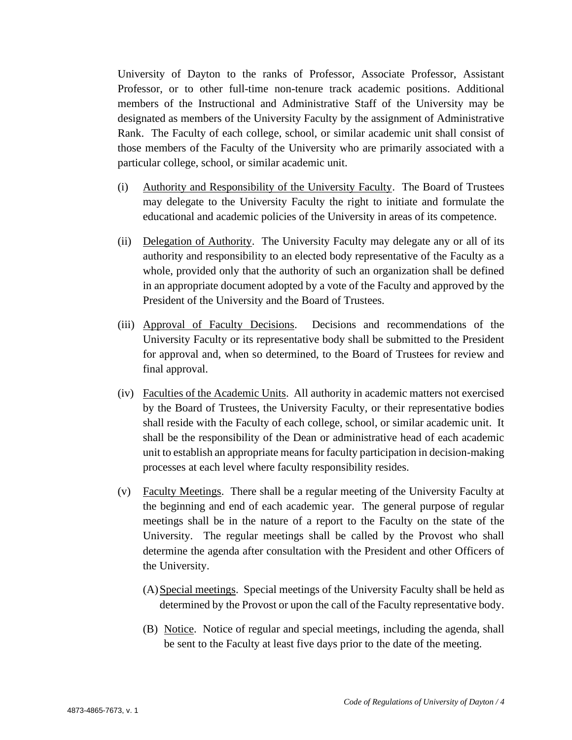University of Dayton to the ranks of Professor, Associate Professor, Assistant Professor, or to other full-time non-tenure track academic positions. Additional members of the Instructional and Administrative Staff of the University may be designated as members of the University Faculty by the assignment of Administrative Rank. The Faculty of each college, school, or similar academic unit shall consist of those members of the Faculty of the University who are primarily associated with a particular college, school, or similar academic unit.

(i) Authority and Responsibility of the University Faculty. The Board of Trustees may delegate to the University Faculty the right to initiate and formulate the educational and academic policies of the University in areas of its competence.

(ii) Delegation of Authority. The University Faculty may delegate any or all of its authority and responsibility to an elected body representative of the Faculty as a whole, provided only that the authority of such an organization shall be defined in an appropriate document adopted by a vote of the Faculty and approved by the President of the University and the Board of Trustees.

(iii) Approval of Faculty Decisions. Decisions and recommendations of the University Faculty or its representative body shall be submitted to the President for approval and, when so determined, to the Board of Trustees for review and final approval.

(iv) Faculties of the Academic Units. All authority in academic matters not exercised by the Board of Trustees, the University Faculty, or their representative bodies shall reside with the Faculty of each college, school, or similar academic unit. It shall be the responsibility of the Dean or administrative head of each academic unit to establish an appropriate means for faculty participation in decision-making processes at each level where faculty responsibility resides.

(v) Faculty Meetings. There shall be a regular meeting of the University Faculty at the beginning and end of each academic year. The general purpose of regular meetings shall be in the nature of a report to the Faculty on the state of the University. The regular meetings shall be called by the Provost who shall determine the agenda after consultation with the President and other Officers of the University.

(A) Special meetings. Special meetings of the University Faculty shall be held as determined by the Provost or upon the call of the Faculty representative body.

(B) Notice. Notice of regular and special meetings, including the agenda, shall be sent to the Faculty at least five days prior to the date of the meeting.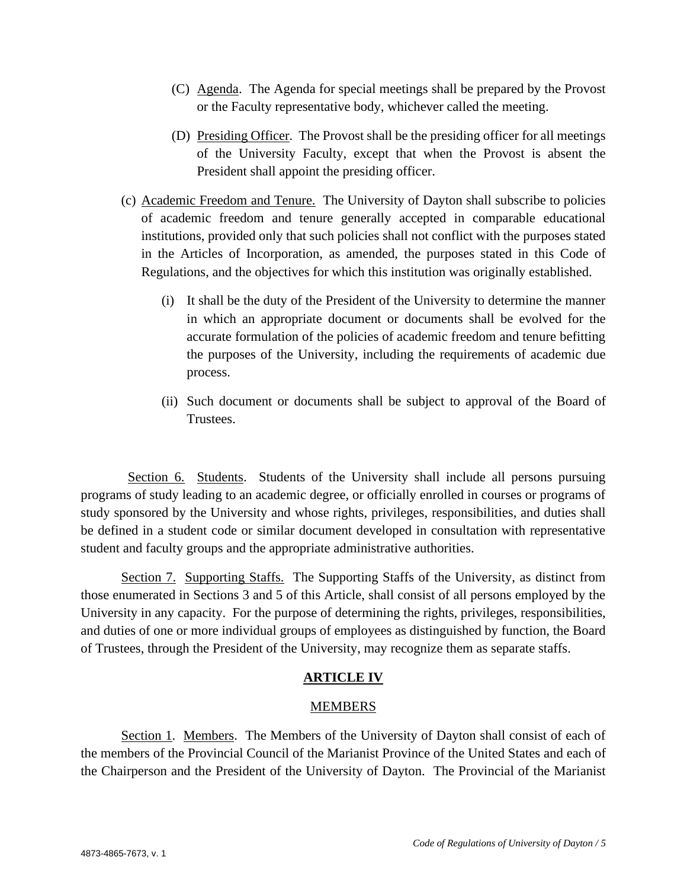(C) Agenda. The Agenda for special meetings shall be prepared by the Provost or the Faculty representative body, whichever called the meeting.

(D) Presiding Officer. The Provost shall be the presiding officer for all meetings of the University Faculty, except that when the Provost is absent the President shall appoint the presiding officer.

(c) Academic Freedom and Tenure. The University of Dayton shall subscribe to policies of academic freedom and tenure generally accepted in comparable educational institutions, provided only that such policies shall not conflict with the purposes stated in the Articles of Incorporation, as amended, the purposes stated in this Code of Regulations, and the objectives for which this institution was originally established.

(i) It shall be the duty of the President of the University to determine the manner in which an appropriate document or documents shall be evolved for the accurate formulation of the policies of academic freedom and tenure befitting the purposes of the University, including the requirements of academic due process.

(ii) Such document or documents shall be subject to approval of the Board of Trustees.

Section 6. Students. Students of the University shall include all persons pursuing programs of study leading to an academic degree, or officially enrolled in courses or programs of study sponsored by the University and whose rights, privileges, responsibilities, and duties shall be defined in a student code or similar document developed in consultation with representative student and faculty groups and the appropriate administrative authorities.

Section 7. Supporting Staffs. The Supporting Staffs of the University, as distinct from those enumerated in Sections 3 and 5 of this Article, shall consist of all persons employed by the University in any capacity. For the purpose of determining the rights, privileges, responsibilities, and duties of one or more individual groups of employees as distinguished by function, the Board of Trustees, through the President of the University, may recognize them as separate staffs.

## ARTICLE IV

### MEMBERS

Section 1. Members. The Members of the University of Dayton shall consist of each of the members of the Provincial Council of the Marianist Province of the United States and each of the Chairperson and the President of the University of Dayton. The Provincial of the Marianist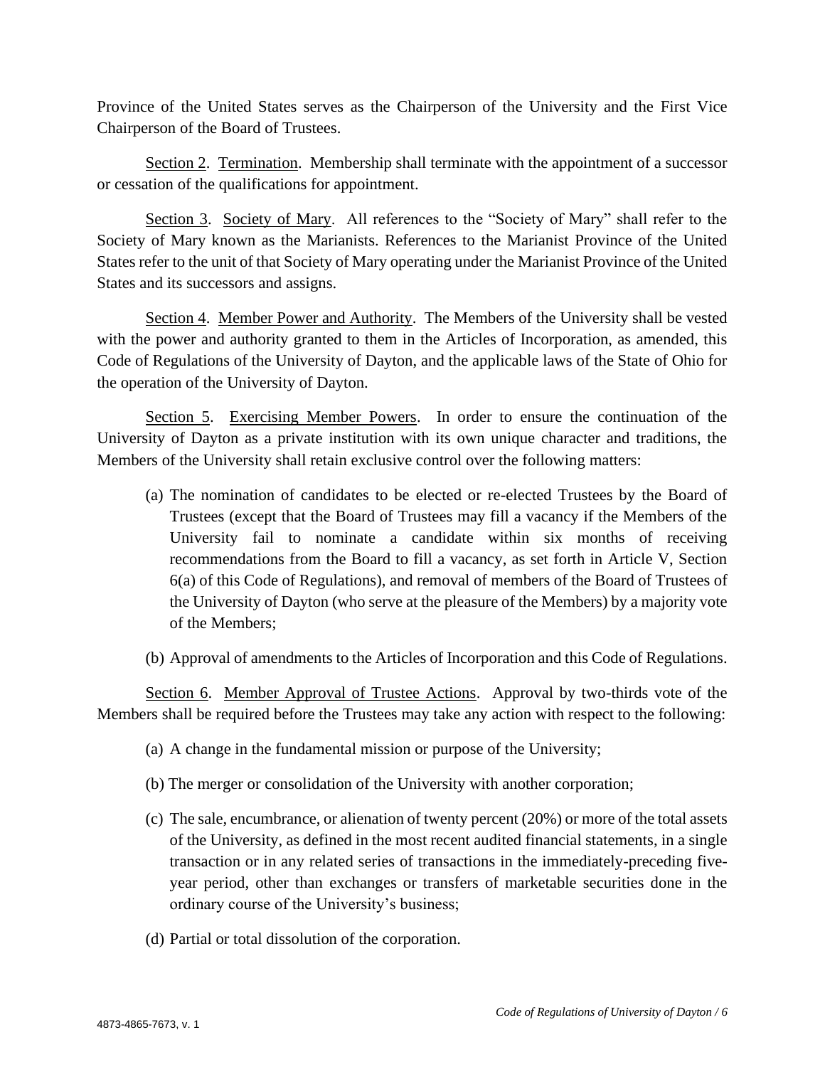Province of the United States serves as the Chairperson of the University and the First Vice Chairperson of the Board of Trustees.

Section 2. Termination. Membership shall terminate with the appointment of a successor or cessation of the qualifications for appointment.

Section 3. Society of Mary. All references to the "Society of Mary" shall refer to the Society of Mary known as the Marianists. References to the Marianist Province of the United States refer to the unit of that Society of Mary operating under the Marianist Province of the United States and its successors and assigns.

Section 4. Member Power and Authority. The Members of the University shall be vested with the power and authority granted to them in the Articles of Incorporation, as amended, this Code of Regulations of the University of Dayton, and the applicable laws of the State of Ohio for the operation of the University of Dayton.

Section 5. Exercising Member Powers. In order to ensure the continuation of the University of Dayton as a private institution with its own unique character and traditions, the Members of the University shall retain exclusive control over the following matters:

(a) The nomination of candidates to be elected or re-elected Trustees by the Board of Trustees (except that the Board of Trustees may fill a vacancy if the Members of the University fail to nominate a candidate within six months of receiving recommendations from the Board to fill a vacancy, as set forth in Article V, Section 6(a) of this Code of Regulations), and removal of members of the Board of Trustees of the University of Dayton (who serve at the pleasure of the Members) by a majority vote of the Members;

(b) Approval of amendments to the Articles of Incorporation and this Code of Regulations.

Section 6. Member Approval of Trustee Actions. Approval by two-thirds vote of the Members shall be required before the Trustees may take any action with respect to the following:

(a) A change in the fundamental mission or purpose of the University;

(b) The merger or consolidation of the University with another corporation;

(c) The sale, encumbrance, or alienation of twenty percent (20%) or more of the total assets of the University, as defined in the most recent audited financial statements, in a single transaction or in any related series of transactions in the immediately-preceding five-year period, other than exchanges or transfers of marketable securities done in the ordinary course of the University's business;

(d) Partial or total dissolution of the corporation.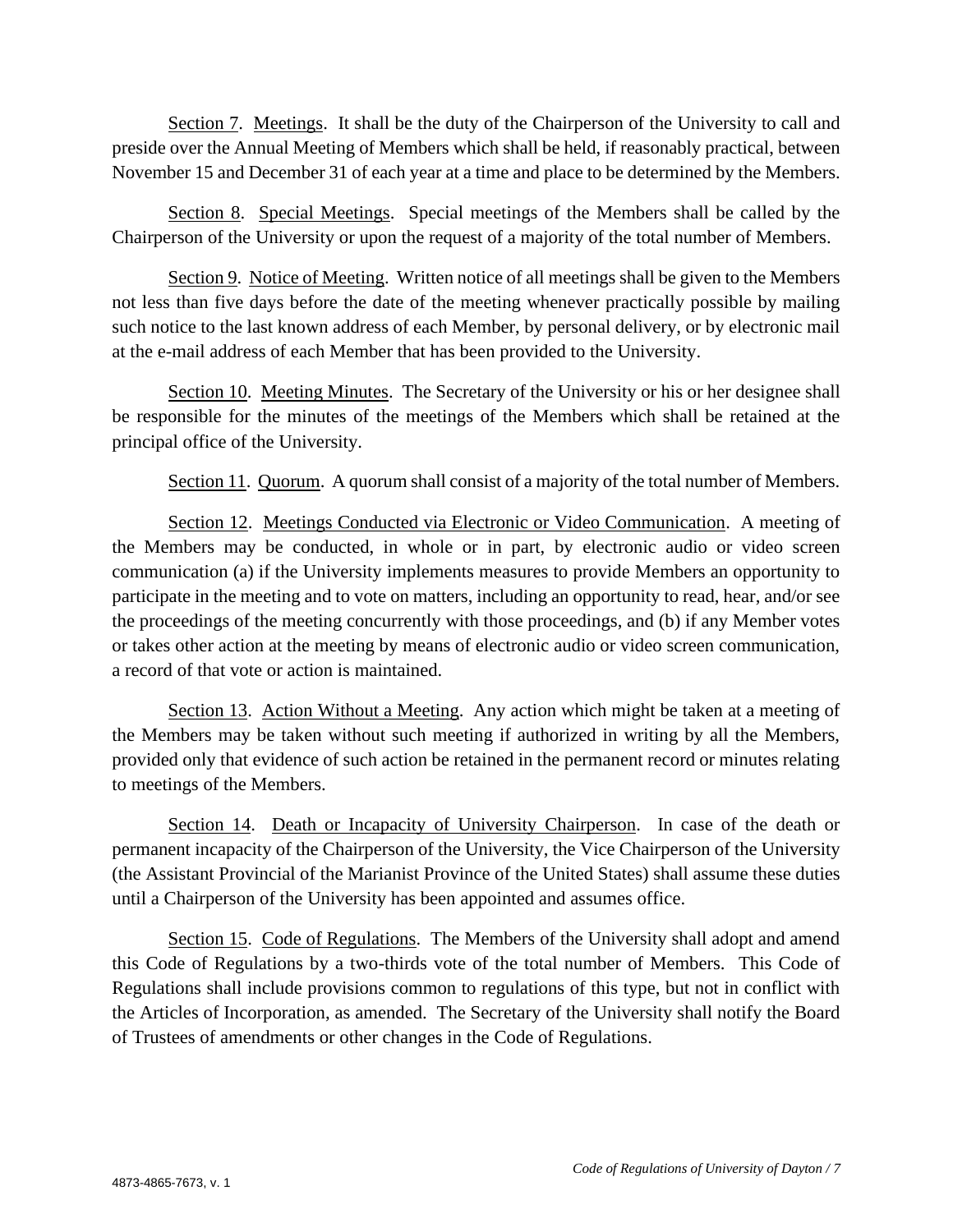Section 7. Meetings. It shall be the duty of the Chairperson of the University to call and preside over the Annual Meeting of Members which shall be held, if reasonably practical, between November 15 and December 31 of each year at a time and place to be determined by the Members.

Section 8. Special Meetings. Special meetings of the Members shall be called by the Chairperson of the University or upon the request of a majority of the total number of Members.

Section 9. Notice of Meeting. Written notice of all meetings shall be given to the Members not less than five days before the date of the meeting whenever practically possible by mailing such notice to the last known address of each Member, by personal delivery, or by electronic mail at the e-mail address of each Member that has been provided to the University.

Section 10. Meeting Minutes. The Secretary of the University or his or her designee shall be responsible for the minutes of the meetings of the Members which shall be retained at the principal office of the University.

Section 11. Quorum. A quorum shall consist of a majority of the total number of Members.

Section 12. Meetings Conducted via Electronic or Video Communication. A meeting of the Members may be conducted, in whole or in part, by electronic audio or video screen communication (a) if the University implements measures to provide Members an opportunity to participate in the meeting and to vote on matters, including an opportunity to read, hear, and/or see the proceedings of the meeting concurrently with those proceedings, and (b) if any Member votes or takes other action at the meeting by means of electronic audio or video screen communication, a record of that vote or action is maintained.

Section 13. Action Without a Meeting. Any action which might be taken at a meeting of the Members may be taken without such meeting if authorized in writing by all the Members, provided only that evidence of such action be retained in the permanent record or minutes relating to meetings of the Members.

Section 14. Death or Incapacity of University Chairperson. In case of the death or permanent incapacity of the Chairperson of the University, the Vice Chairperson of the University (the Assistant Provincial of the Marianist Province of the United States) shall assume these duties until a Chairperson of the University has been appointed and assumes office.

Section 15. Code of Regulations. The Members of the University shall adopt and amend this Code of Regulations by a two-thirds vote of the total number of Members. This Code of Regulations shall include provisions common to regulations of this type, but not in conflict with the Articles of Incorporation, as amended. The Secretary of the University shall notify the Board of Trustees of amendments or other changes in the Code of Regulations.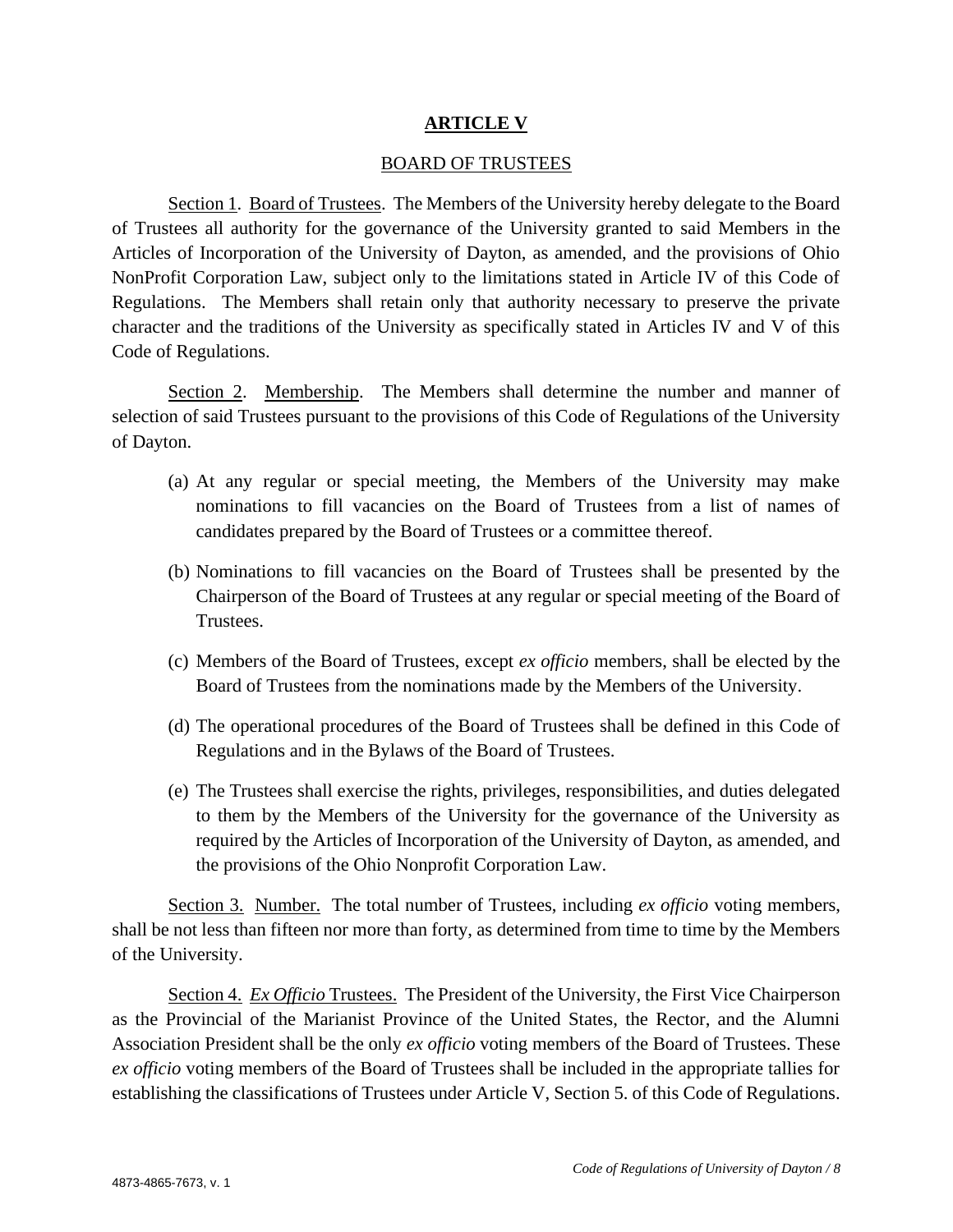# ARTICLE V

## BOARD OF TRUSTEES

Section 1. Board of Trustees. The Members of the University hereby delegate to the Board of Trustees all authority for the governance of the University granted to said Members in the Articles of Incorporation of the University of Dayton, as amended, and the provisions of Ohio NonProfit Corporation Law, subject only to the limitations stated in Article IV of this Code of Regulations. The Members shall retain only that authority necessary to preserve the private character and the traditions of the University as specifically stated in Articles IV and V of this Code of Regulations.

Section 2. Membership. The Members shall determine the number and manner of selection of said Trustees pursuant to the provisions of this Code of Regulations of the University of Dayton.

(a) At any regular or special meeting, the Members of the University may make nominations to fill vacancies on the Board of Trustees from a list of names of candidates prepared by the Board of Trustees or a committee thereof.

(b) Nominations to fill vacancies on the Board of Trustees shall be presented by the Chairperson of the Board of Trustees at any regular or special meeting of the Board of Trustees.

(c) Members of the Board of Trustees, except *ex officio* members, shall be elected by the Board of Trustees from the nominations made by the Members of the University.

(d) The operational procedures of the Board of Trustees shall be defined in this Code of Regulations and in the Bylaws of the Board of Trustees.

(e) The Trustees shall exercise the rights, privileges, responsibilities, and duties delegated to them by the Members of the University for the governance of the University as required by the Articles of Incorporation of the University of Dayton, as amended, and the provisions of the Ohio Nonprofit Corporation Law.

Section 3. Number. The total number of Trustees, including *ex officio* voting members, shall be not less than fifteen nor more than forty, as determined from time to time by the Members of the University.

Section 4. *Ex Officio* Trustees. The President of the University, the First Vice Chairperson as the Provincial of the Marianist Province of the United States, the Rector, and the Alumni Association President shall be the only *ex officio* voting members of the Board of Trustees. These *ex officio* voting members of the Board of Trustees shall be included in the appropriate tallies for establishing the classifications of Trustees under Article V, Section 5. of this Code of Regulations.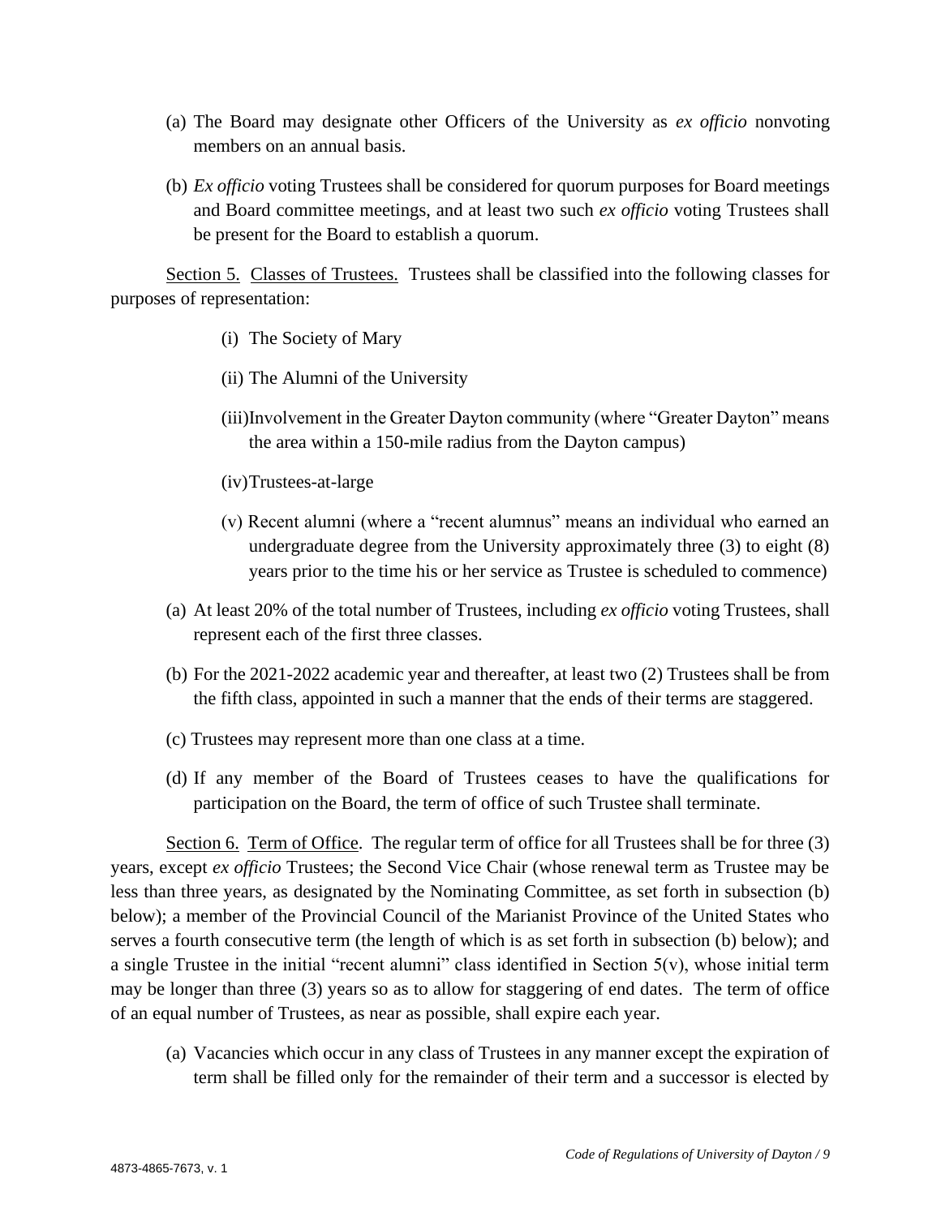(a) The Board may designate other Officers of the University as *ex officio* nonvoting members on an annual basis.

(b) *Ex officio* voting Trustees shall be considered for quorum purposes for Board meetings and Board committee meetings, and at least two such *ex officio* voting Trustees shall be present for the Board to establish a quorum.

Section 5. Classes of Trustees. Trustees shall be classified into the following classes for purposes of representation:

(i) The Society of Mary

(ii) The Alumni of the University

(iii) Involvement in the Greater Dayton community (where "Greater Dayton" means the area within a 150-mile radius from the Dayton campus)

(iv) Trustees-at-large

(v) Recent alumni (where a "recent alumnus" means an individual who earned an undergraduate degree from the University approximately three (3) to eight (8) years prior to the time his or her service as Trustee is scheduled to commence)

(a) At least 20% of the total number of Trustees, including *ex officio* voting Trustees, shall represent each of the first three classes.

(b) For the 2021-2022 academic year and thereafter, at least two (2) Trustees shall be from the fifth class, appointed in such a manner that the ends of their terms are staggered.

(c) Trustees may represent more than one class at a time.

(d) If any member of the Board of Trustees ceases to have the qualifications for participation on the Board, the term of office of such Trustee shall terminate.

Section 6. Term of Office. The regular term of office for all Trustees shall be for three (3) years, except *ex officio* Trustees; the Second Vice Chair (whose renewal term as Trustee may be less than three years, as designated by the Nominating Committee, as set forth in subsection (b) below); a member of the Provincial Council of the Marianist Province of the United States who serves a fourth consecutive term (the length of which is as set forth in subsection (b) below); and a single Trustee in the initial "recent alumni" class identified in Section 5(v), whose initial term may be longer than three (3) years so as to allow for staggering of end dates. The term of office of an equal number of Trustees, as near as possible, shall expire each year.

(a) Vacancies which occur in any class of Trustees in any manner except the expiration of term shall be filled only for the remainder of their term and a successor is elected by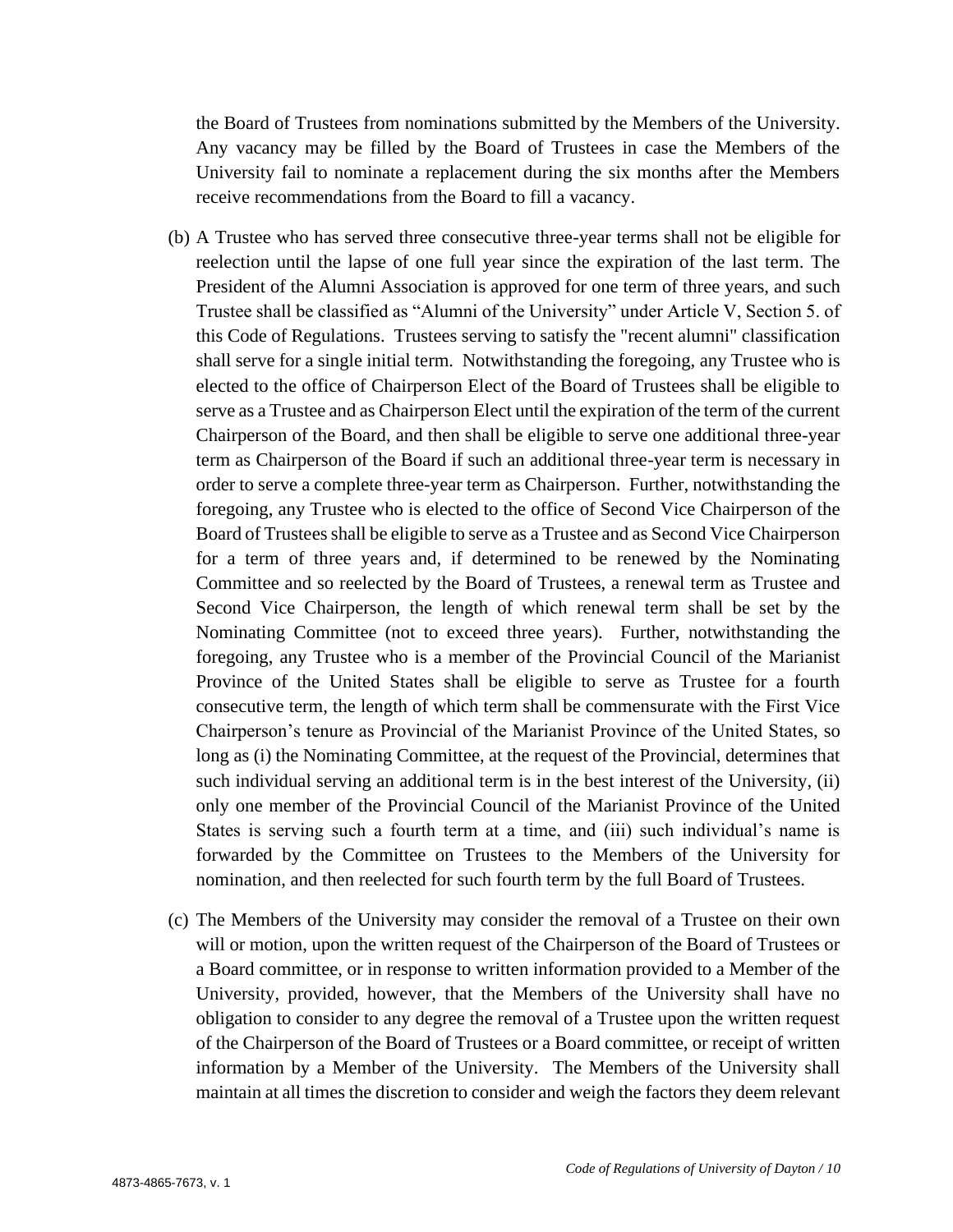the Board of Trustees from nominations submitted by the Members of the University. Any vacancy may be filled by the Board of Trustees in case the Members of the University fail to nominate a replacement during the six months after the Members receive recommendations from the Board to fill a vacancy.

(b) A Trustee who has served three consecutive three-year terms shall not be eligible for reelection until the lapse of one full year since the expiration of the last term. The President of the Alumni Association is approved for one term of three years, and such Trustee shall be classified as "Alumni of the University" under Article V, Section 5. of this Code of Regulations. Trustees serving to satisfy the "recent alumni" classification shall serve for a single initial term. Notwithstanding the foregoing, any Trustee who is elected to the office of Chairperson Elect of the Board of Trustees shall be eligible to serve as a Trustee and as Chairperson Elect until the expiration of the term of the current Chairperson of the Board, and then shall be eligible to serve one additional three-year term as Chairperson of the Board if such an additional three-year term is necessary in order to serve a complete three-year term as Chairperson. Further, notwithstanding the foregoing, any Trustee who is elected to the office of Second Vice Chairperson of the Board of Trustees shall be eligible to serve as a Trustee and as Second Vice Chairperson for a term of three years and, if determined to be renewed by the Nominating Committee and so reelected by the Board of Trustees, a renewal term as Trustee and Second Vice Chairperson, the length of which renewal term shall be set by the Nominating Committee (not to exceed three years). Further, notwithstanding the foregoing, any Trustee who is a member of the Provincial Council of the Marianist Province of the United States shall be eligible to serve as Trustee for a fourth consecutive term, the length of which term shall be commensurate with the First Vice Chairperson's tenure as Provincial of the Marianist Province of the United States, so long as (i) the Nominating Committee, at the request of the Provincial, determines that such individual serving an additional term is in the best interest of the University, (ii) only one member of the Provincial Council of the Marianist Province of the United States is serving such a fourth term at a time, and (iii) such individual's name is forwarded by the Committee on Trustees to the Members of the University for nomination, and then reelected for such fourth term by the full Board of Trustees.

(c) The Members of the University may consider the removal of a Trustee on their own will or motion, upon the written request of the Chairperson of the Board of Trustees or a Board committee, or in response to written information provided to a Member of the University, provided, however, that the Members of the University shall have no obligation to consider to any degree the removal of a Trustee upon the written request of the Chairperson of the Board of Trustees or a Board committee, or receipt of written information by a Member of the University. The Members of the University shall maintain at all times the discretion to consider and weigh the factors they deem relevant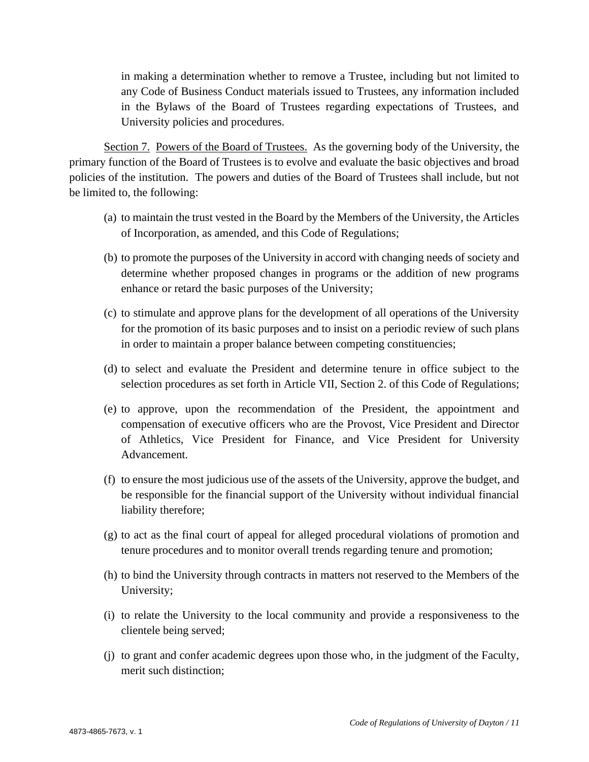in making a determination whether to remove a Trustee, including but not limited to any Code of Business Conduct materials issued to Trustees, any information included in the Bylaws of the Board of Trustees regarding expectations of Trustees, and University policies and procedures.

Section 7. Powers of the Board of Trustees. As the governing body of the University, the primary function of the Board of Trustees is to evolve and evaluate the basic objectives and broad policies of the institution. The powers and duties of the Board of Trustees shall include, but not be limited to, the following:

(a) to maintain the trust vested in the Board by the Members of the University, the Articles of Incorporation, as amended, and this Code of Regulations;

(b) to promote the purposes of the University in accord with changing needs of society and determine whether proposed changes in programs or the addition of new programs enhance or retard the basic purposes of the University;

(c) to stimulate and approve plans for the development of all operations of the University for the promotion of its basic purposes and to insist on a periodic review of such plans in order to maintain a proper balance between competing constituencies;

(d) to select and evaluate the President and determine tenure in office subject to the selection procedures as set forth in Article VII, Section 2. of this Code of Regulations;

(e) to approve, upon the recommendation of the President, the appointment and compensation of executive officers who are the Provost, Vice President and Director of Athletics, Vice President for Finance, and Vice President for University Advancement.

(f) to ensure the most judicious use of the assets of the University, approve the budget, and be responsible for the financial support of the University without individual financial liability therefore;

(g) to act as the final court of appeal for alleged procedural violations of promotion and tenure procedures and to monitor overall trends regarding tenure and promotion;

(h) to bind the University through contracts in matters not reserved to the Members of the University;

(i) to relate the University to the local community and provide a responsiveness to the clientele being served;

(j) to grant and confer academic degrees upon those who, in the judgment of the Faculty, merit such distinction;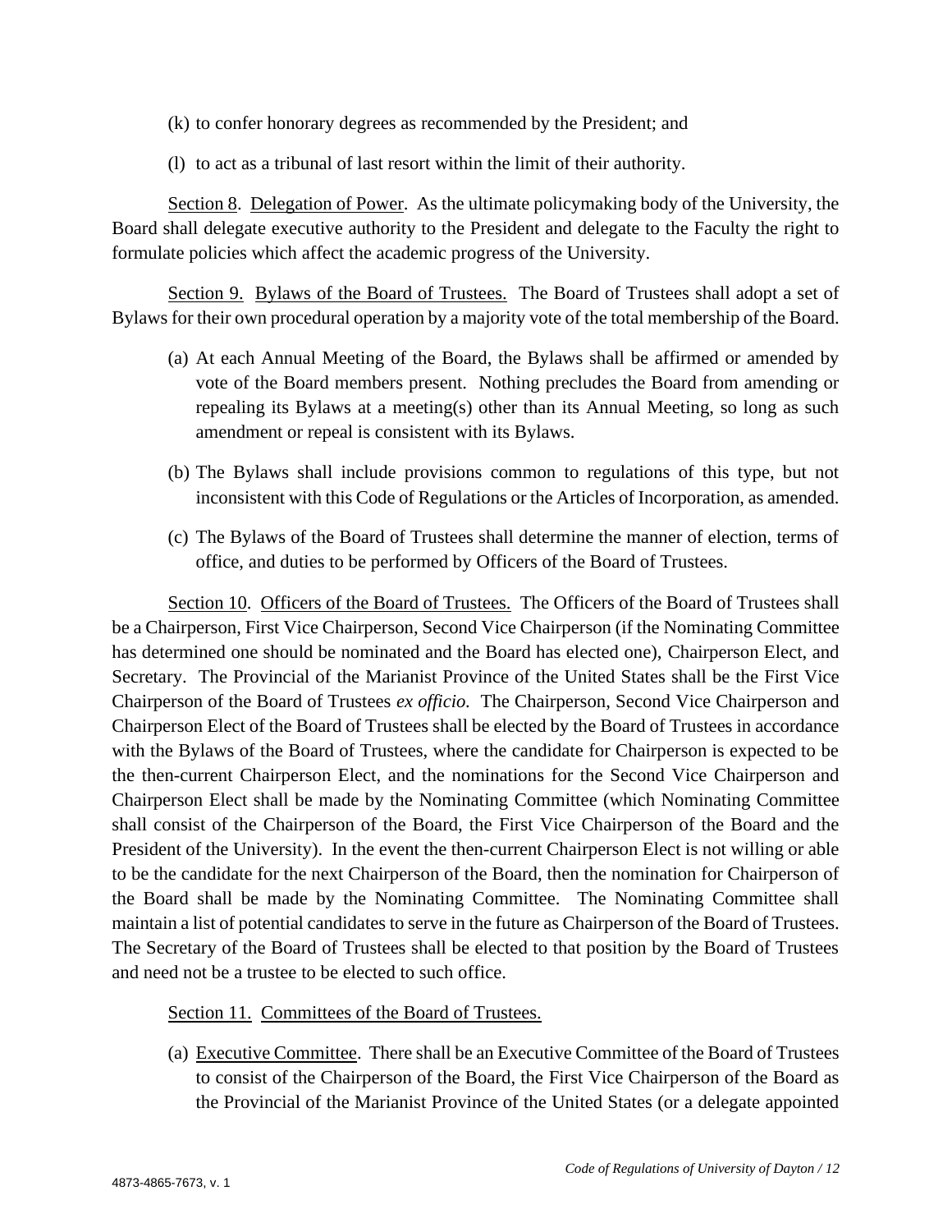(k) to confer honorary degrees as recommended by the President; and

(l) to act as a tribunal of last resort within the limit of their authority.

Section 8. Delegation of Power. As the ultimate policymaking body of the University, the Board shall delegate executive authority to the President and delegate to the Faculty the right to formulate policies which affect the academic progress of the University.

Section 9. Bylaws of the Board of Trustees. The Board of Trustees shall adopt a set of Bylaws for their own procedural operation by a majority vote of the total membership of the Board.

(a) At each Annual Meeting of the Board, the Bylaws shall be affirmed or amended by vote of the Board members present. Nothing precludes the Board from amending or repealing its Bylaws at a meeting(s) other than its Annual Meeting, so long as such amendment or repeal is consistent with its Bylaws.

(b) The Bylaws shall include provisions common to regulations of this type, but not inconsistent with this Code of Regulations or the Articles of Incorporation, as amended.

(c) The Bylaws of the Board of Trustees shall determine the manner of election, terms of office, and duties to be performed by Officers of the Board of Trustees.

Section 10. Officers of the Board of Trustees. The Officers of the Board of Trustees shall be a Chairperson, First Vice Chairperson, Second Vice Chairperson (if the Nominating Committee has determined one should be nominated and the Board has elected one), Chairperson Elect, and Secretary. The Provincial of the Marianist Province of the United States shall be the First Vice Chairperson of the Board of Trustees *ex officio.* The Chairperson, Second Vice Chairperson and Chairperson Elect of the Board of Trustees shall be elected by the Board of Trustees in accordance with the Bylaws of the Board of Trustees, where the candidate for Chairperson is expected to be the then-current Chairperson Elect, and the nominations for the Second Vice Chairperson and Chairperson Elect shall be made by the Nominating Committee (which Nominating Committee shall consist of the Chairperson of the Board, the First Vice Chairperson of the Board and the President of the University). In the event the then-current Chairperson Elect is not willing or able to be the candidate for the next Chairperson of the Board, then the nomination for Chairperson of the Board shall be made by the Nominating Committee. The Nominating Committee shall maintain a list of potential candidates to serve in the future as Chairperson of the Board of Trustees. The Secretary of the Board of Trustees shall be elected to that position by the Board of Trustees and need not be a trustee to be elected to such office.

Section 11. Committees of the Board of Trustees.

(a) Executive Committee. There shall be an Executive Committee of the Board of Trustees to consist of the Chairperson of the Board, the First Vice Chairperson of the Board as the Provincial of the Marianist Province of the United States (or a delegate appointed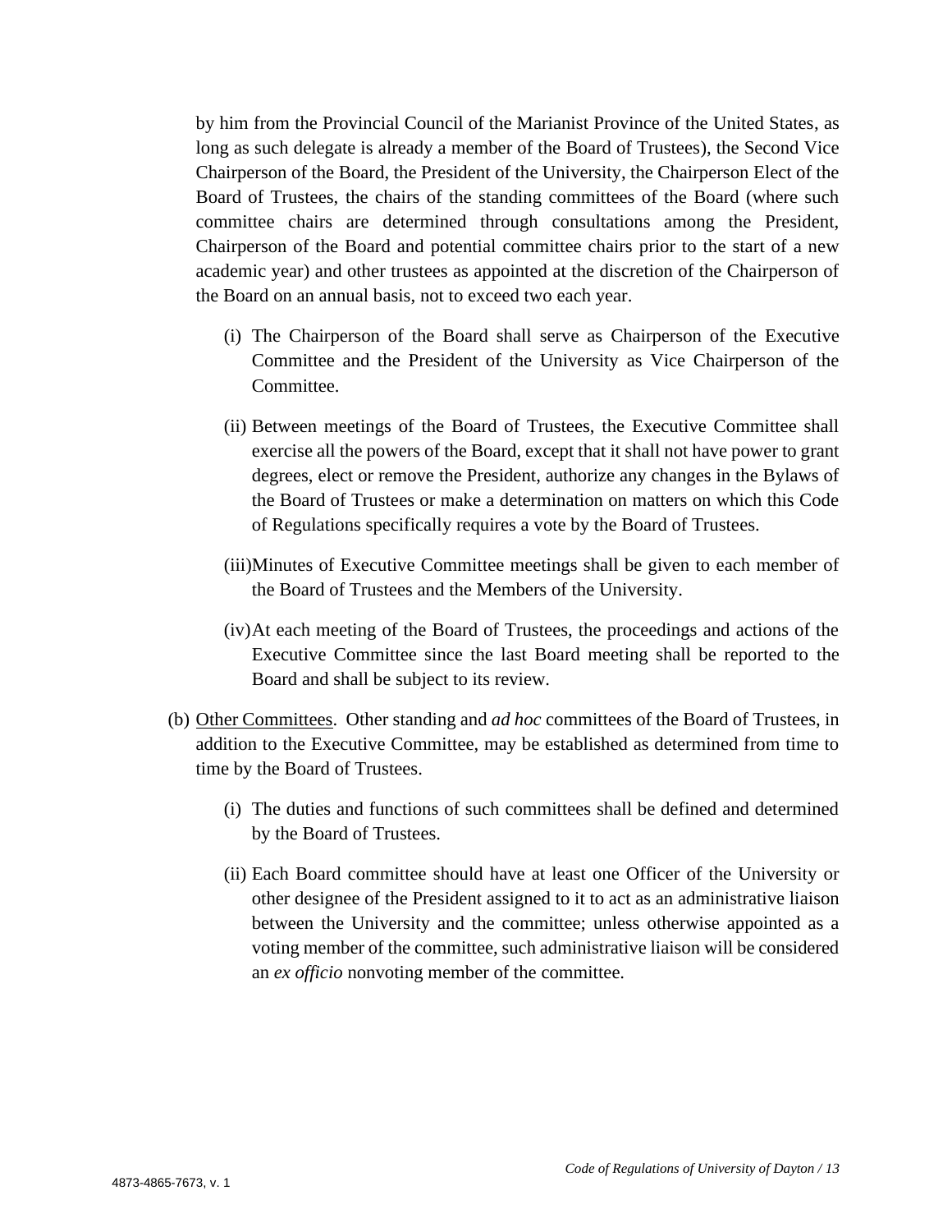by him from the Provincial Council of the Marianist Province of the United States, as long as such delegate is already a member of the Board of Trustees), the Second Vice Chairperson of the Board, the President of the University, the Chairperson Elect of the Board of Trustees, the chairs of the standing committees of the Board (where such committee chairs are determined through consultations among the President, Chairperson of the Board and potential committee chairs prior to the start of a new academic year) and other trustees as appointed at the discretion of the Chairperson of the Board on an annual basis, not to exceed two each year.

(i) The Chairperson of the Board shall serve as Chairperson of the Executive Committee and the President of the University as Vice Chairperson of the Committee.

(ii) Between meetings of the Board of Trustees, the Executive Committee shall exercise all the powers of the Board, except that it shall not have power to grant degrees, elect or remove the President, authorize any changes in the Bylaws of the Board of Trustees or make a determination on matters on which this Code of Regulations specifically requires a vote by the Board of Trustees.

(iii) Minutes of Executive Committee meetings shall be given to each member of the Board of Trustees and the Members of the University.

(iv) At each meeting of the Board of Trustees, the proceedings and actions of the Executive Committee since the last Board meeting shall be reported to the Board and shall be subject to its review.

(b) Other Committees. Other standing and *ad hoc* committees of the Board of Trustees, in addition to the Executive Committee, may be established as determined from time to time by the Board of Trustees.

(i) The duties and functions of such committees shall be defined and determined by the Board of Trustees.

(ii) Each Board committee should have at least one Officer of the University or other designee of the President assigned to it to act as an administrative liaison between the University and the committee; unless otherwise appointed as a voting member of the committee, such administrative liaison will be considered an *ex officio* nonvoting member of the committee.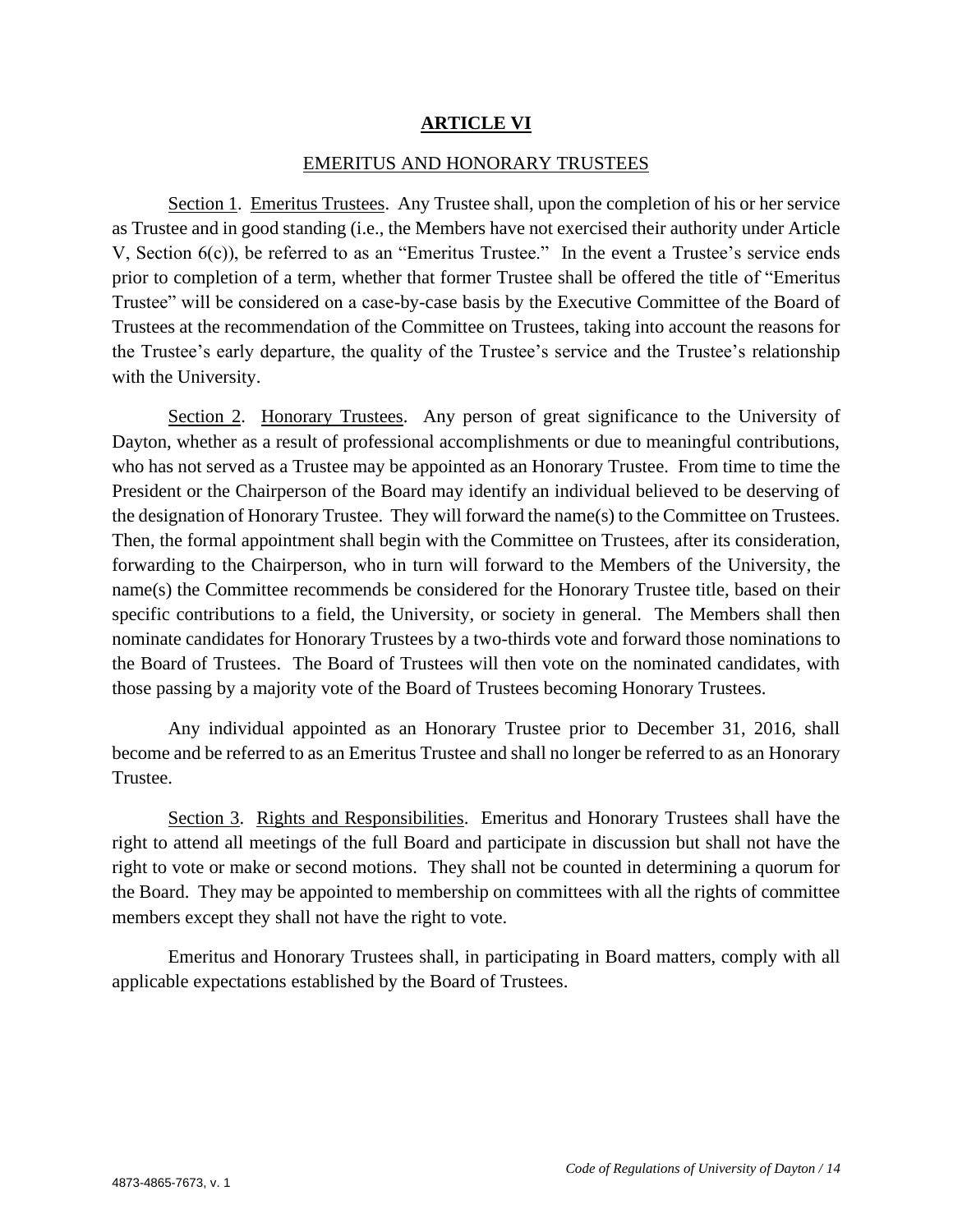# ARTICLE VI

## EMERITUS AND HONORARY TRUSTEES

Section 1. Emeritus Trustees. Any Trustee shall, upon the completion of his or her service as Trustee and in good standing (i.e., the Members have not exercised their authority under Article V, Section 6(c)), be referred to as an "Emeritus Trustee." In the event a Trustee's service ends prior to completion of a term, whether that former Trustee shall be offered the title of "Emeritus Trustee" will be considered on a case-by-case basis by the Executive Committee of the Board of Trustees at the recommendation of the Committee on Trustees, taking into account the reasons for the Trustee's early departure, the quality of the Trustee's service and the Trustee's relationship with the University.

Section 2. Honorary Trustees. Any person of great significance to the University of Dayton, whether as a result of professional accomplishments or due to meaningful contributions, who has not served as a Trustee may be appointed as an Honorary Trustee. From time to time the President or the Chairperson of the Board may identify an individual believed to be deserving of the designation of Honorary Trustee. They will forward the name(s) to the Committee on Trustees. Then, the formal appointment shall begin with the Committee on Trustees, after its consideration, forwarding to the Chairperson, who in turn will forward to the Members of the University, the name(s) the Committee recommends be considered for the Honorary Trustee title, based on their specific contributions to a field, the University, or society in general. The Members shall then nominate candidates for Honorary Trustees by a two-thirds vote and forward those nominations to the Board of Trustees. The Board of Trustees will then vote on the nominated candidates, with those passing by a majority vote of the Board of Trustees becoming Honorary Trustees.

Any individual appointed as an Honorary Trustee prior to December 31, 2016, shall become and be referred to as an Emeritus Trustee and shall no longer be referred to as an Honorary Trustee.

Section 3. Rights and Responsibilities. Emeritus and Honorary Trustees shall have the right to attend all meetings of the full Board and participate in discussion but shall not have the right to vote or make or second motions. They shall not be counted in determining a quorum for the Board. They may be appointed to membership on committees with all the rights of committee members except they shall not have the right to vote.

Emeritus and Honorary Trustees shall, in participating in Board matters, comply with all applicable expectations established by the Board of Trustees.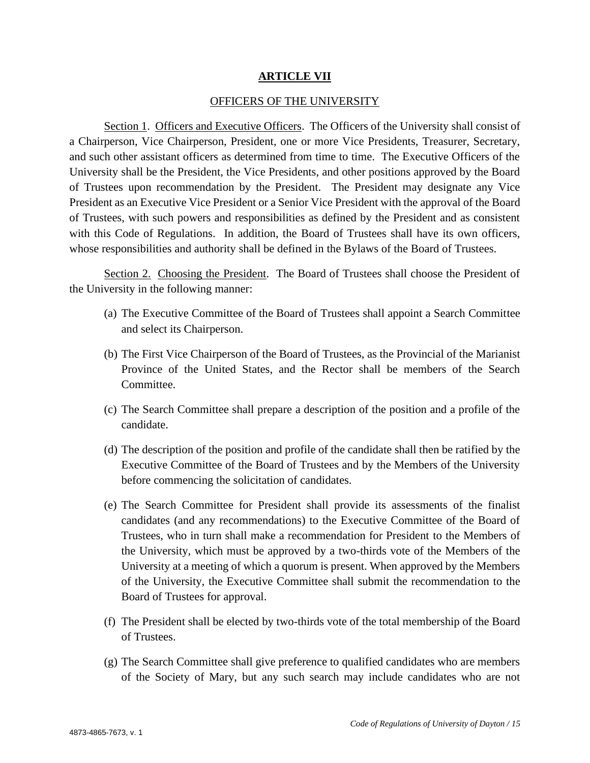## ARTICLE VII

OFFICERS OF THE UNIVERSITY

Section 1. Officers and Executive Officers. The Officers of the University shall consist of a Chairperson, Vice Chairperson, President, one or more Vice Presidents, Treasurer, Secretary, and such other assistant officers as determined from time to time. The Executive Officers of the University shall be the President, the Vice Presidents, and other positions approved by the Board of Trustees upon recommendation by the President. The President may designate any Vice President as an Executive Vice President or a Senior Vice President with the approval of the Board of Trustees, with such powers and responsibilities as defined by the President and as consistent with this Code of Regulations. In addition, the Board of Trustees shall have its own officers, whose responsibilities and authority shall be defined in the Bylaws of the Board of Trustees.

Section 2. Choosing the President. The Board of Trustees shall choose the President of the University in the following manner:

(a) The Executive Committee of the Board of Trustees shall appoint a Search Committee and select its Chairperson.

(b) The First Vice Chairperson of the Board of Trustees, as the Provincial of the Marianist Province of the United States, and the Rector shall be members of the Search Committee.

(c) The Search Committee shall prepare a description of the position and a profile of the candidate.

(d) The description of the position and profile of the candidate shall then be ratified by the Executive Committee of the Board of Trustees and by the Members of the University before commencing the solicitation of candidates.

(e) The Search Committee for President shall provide its assessments of the finalist candidates (and any recommendations) to the Executive Committee of the Board of Trustees, who in turn shall make a recommendation for President to the Members of the University, which must be approved by a two-thirds vote of the Members of the University at a meeting of which a quorum is present. When approved by the Members of the University, the Executive Committee shall submit the recommendation to the Board of Trustees for approval.

(f) The President shall be elected by two-thirds vote of the total membership of the Board of Trustees.

(g) The Search Committee shall give preference to qualified candidates who are members of the Society of Mary, but any such search may include candidates who are not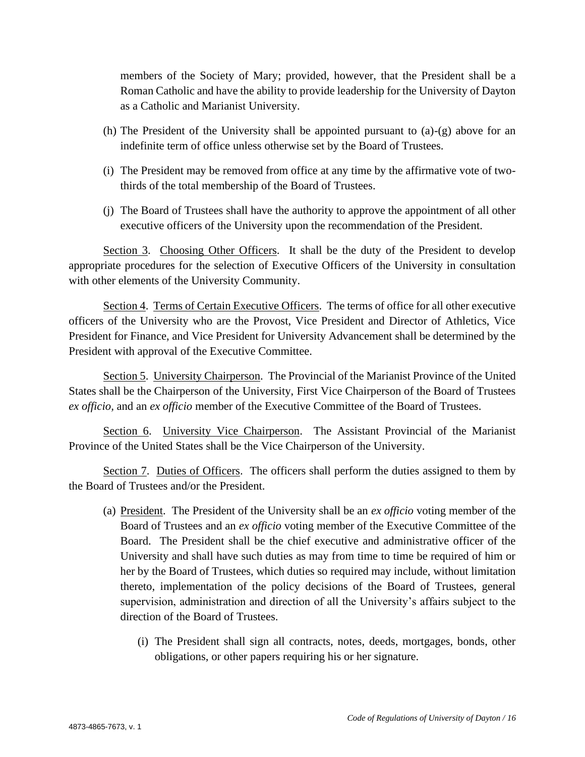members of the Society of Mary; provided, however, that the President shall be a Roman Catholic and have the ability to provide leadership for the University of Dayton as a Catholic and Marianist University.

(h) The President of the University shall be appointed pursuant to (a)-(g) above for an indefinite term of office unless otherwise set by the Board of Trustees.

(i) The President may be removed from office at any time by the affirmative vote of two-thirds of the total membership of the Board of Trustees.

(j) The Board of Trustees shall have the authority to approve the appointment of all other executive officers of the University upon the recommendation of the President.

<u>Section 3</u>. <u>Choosing Other Officers</u>. It shall be the duty of the President to develop appropriate procedures for the selection of Executive Officers of the University in consultation with other elements of the University Community.

<u>Section 4</u>. <u>Terms of Certain Executive Officers</u>. The terms of office for all other executive officers of the University who are the Provost, Vice President and Director of Athletics, Vice President for Finance, and Vice President for University Advancement shall be determined by the President with approval of the Executive Committee.

<u>Section 5</u>. <u>University Chairperson</u>. The Provincial of the Marianist Province of the United States shall be the Chairperson of the University, First Vice Chairperson of the Board of Trustees *ex officio,* and an *ex officio* member of the Executive Committee of the Board of Trustees.

<u>Section 6</u>. <u>University Vice Chairperson</u>. The Assistant Provincial of the Marianist Province of the United States shall be the Vice Chairperson of the University.

<u>Section 7</u>. <u>Duties of Officers</u>. The officers shall perform the duties assigned to them by the Board of Trustees and/or the President.

(a) <u>President</u>. The President of the University shall be an *ex officio* voting member of the Board of Trustees and an *ex officio* voting member of the Executive Committee of the Board. The President shall be the chief executive and administrative officer of the University and shall have such duties as may from time to time be required of him or her by the Board of Trustees, which duties so required may include, without limitation thereto, implementation of the policy decisions of the Board of Trustees, general supervision, administration and direction of all the University's affairs subject to the direction of the Board of Trustees.

(i) The President shall sign all contracts, notes, deeds, mortgages, bonds, other obligations, or other papers requiring his or her signature.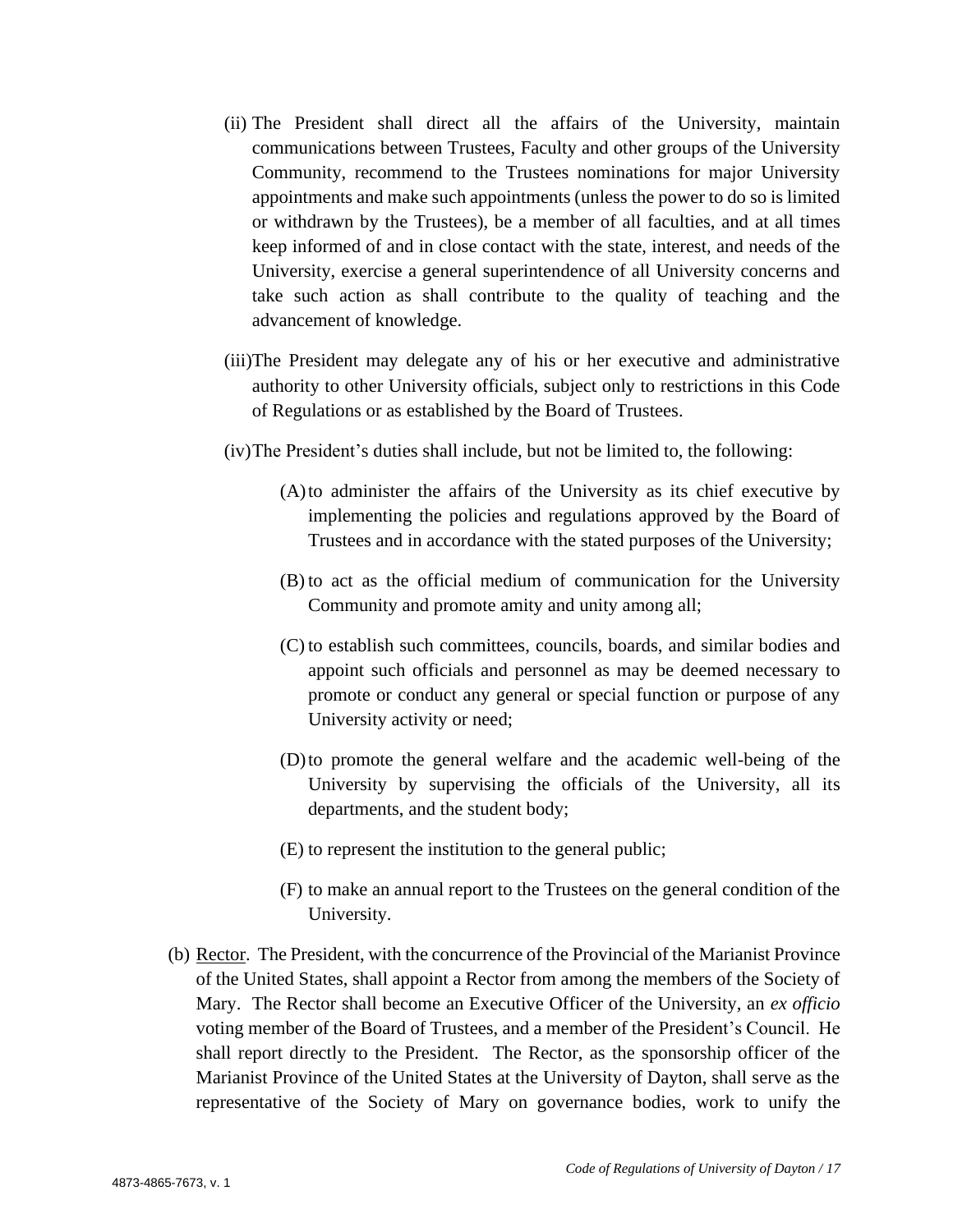(ii) The President shall direct all the affairs of the University, maintain communications between Trustees, Faculty and other groups of the University Community, recommend to the Trustees nominations for major University appointments and make such appointments (unless the power to do so is limited or withdrawn by the Trustees), be a member of all faculties, and at all times keep informed of and in close contact with the state, interest, and needs of the University, exercise a general superintendence of all University concerns and take such action as shall contribute to the quality of teaching and the advancement of knowledge.

(iii) The President may delegate any of his or her executive and administrative authority to other University officials, subject only to restrictions in this Code of Regulations or as established by the Board of Trustees.

(iv) The President's duties shall include, but not be limited to, the following:

(A) to administer the affairs of the University as its chief executive by implementing the policies and regulations approved by the Board of Trustees and in accordance with the stated purposes of the University;

(B) to act as the official medium of communication for the University Community and promote amity and unity among all;

(C) to establish such committees, councils, boards, and similar bodies and appoint such officials and personnel as may be deemed necessary to promote or conduct any general or special function or purpose of any University activity or need;

(D) to promote the general welfare and the academic well-being of the University by supervising the officials of the University, all its departments, and the student body;

(E) to represent the institution to the general public;

(F) to make an annual report to the Trustees on the general condition of the University.

(b) Rector. The President, with the concurrence of the Provincial of the Marianist Province of the United States, shall appoint a Rector from among the members of the Society of Mary. The Rector shall become an Executive Officer of the University, an *ex officio* voting member of the Board of Trustees, and a member of the President's Council. He shall report directly to the President. The Rector, as the sponsorship officer of the Marianist Province of the United States at the University of Dayton, shall serve as the representative of the Society of Mary on governance bodies, work to unify the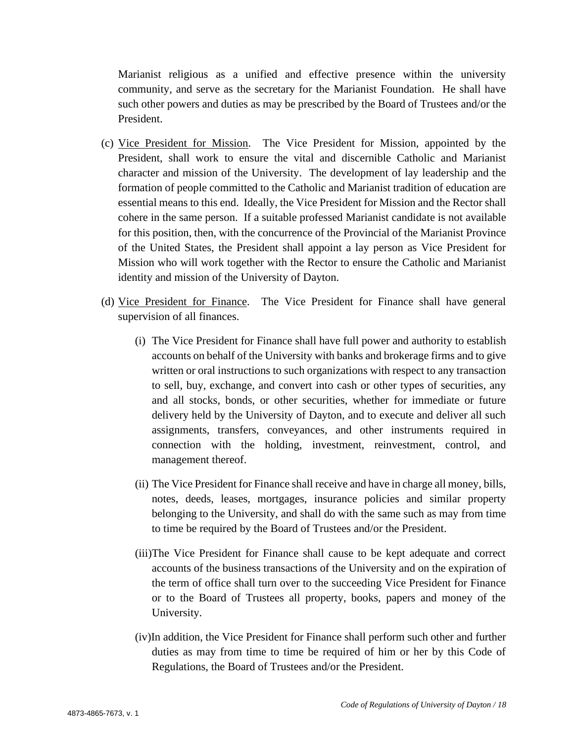Marianist religious as a unified and effective presence within the university community, and serve as the secretary for the Marianist Foundation. He shall have such other powers and duties as may be prescribed by the Board of Trustees and/or the President.

(c) Vice President for Mission. The Vice President for Mission, appointed by the President, shall work to ensure the vital and discernible Catholic and Marianist character and mission of the University. The development of lay leadership and the formation of people committed to the Catholic and Marianist tradition of education are essential means to this end. Ideally, the Vice President for Mission and the Rector shall cohere in the same person. If a suitable professed Marianist candidate is not available for this position, then, with the concurrence of the Provincial of the Marianist Province of the United States, the President shall appoint a lay person as Vice President for Mission who will work together with the Rector to ensure the Catholic and Marianist identity and mission of the University of Dayton.

(d) Vice President for Finance. The Vice President for Finance shall have general supervision of all finances.

(i) The Vice President for Finance shall have full power and authority to establish accounts on behalf of the University with banks and brokerage firms and to give written or oral instructions to such organizations with respect to any transaction to sell, buy, exchange, and convert into cash or other types of securities, any and all stocks, bonds, or other securities, whether for immediate or future delivery held by the University of Dayton, and to execute and deliver all such assignments, transfers, conveyances, and other instruments required in connection with the holding, investment, reinvestment, control, and management thereof.

(ii) The Vice President for Finance shall receive and have in charge all money, bills, notes, deeds, leases, mortgages, insurance policies and similar property belonging to the University, and shall do with the same such as may from time to time be required by the Board of Trustees and/or the President.

(iii) The Vice President for Finance shall cause to be kept adequate and correct accounts of the business transactions of the University and on the expiration of the term of office shall turn over to the succeeding Vice President for Finance or to the Board of Trustees all property, books, papers and money of the University.

(iv) In addition, the Vice President for Finance shall perform such other and further duties as may from time to time be required of him or her by this Code of Regulations, the Board of Trustees and/or the President.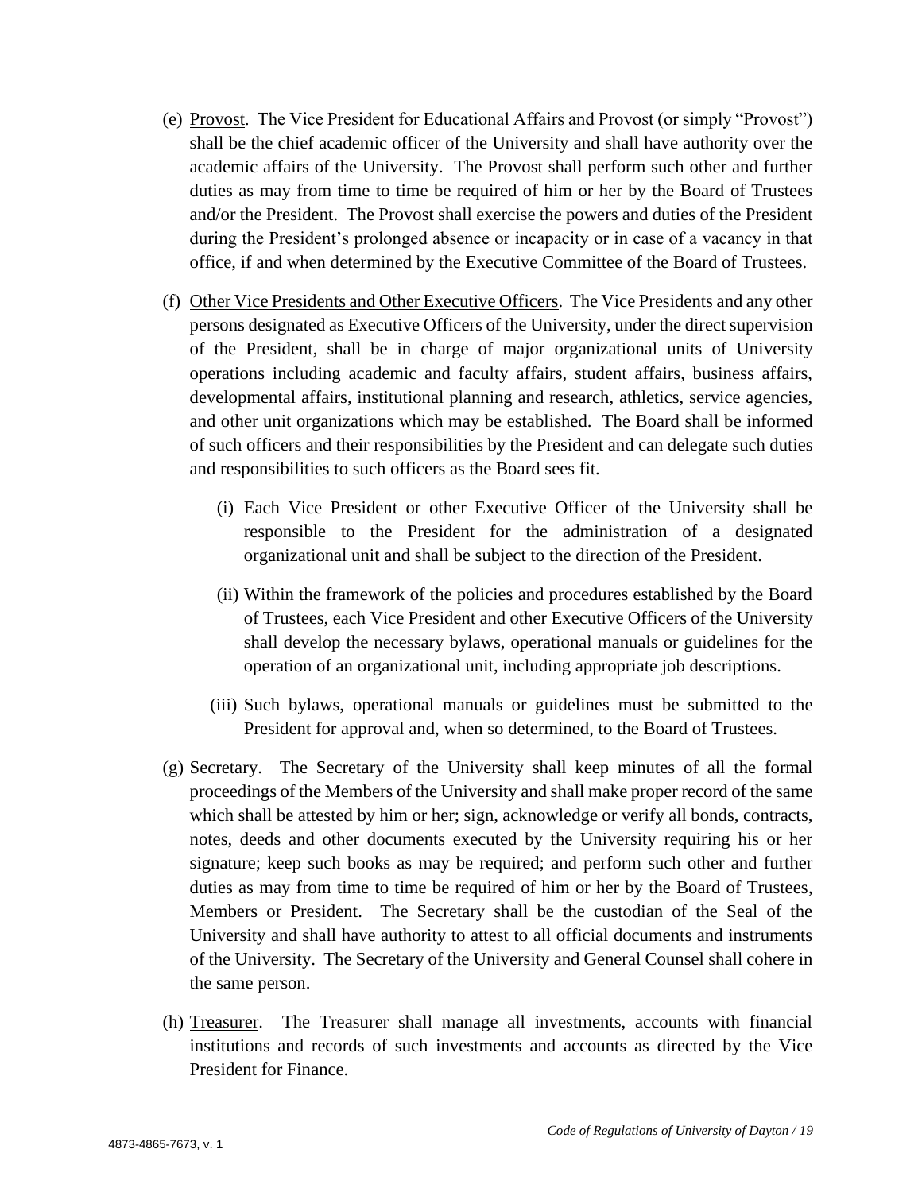(e) Provost. The Vice President for Educational Affairs and Provost (or simply "Provost") shall be the chief academic officer of the University and shall have authority over the academic affairs of the University. The Provost shall perform such other and further duties as may from time to time be required of him or her by the Board of Trustees and/or the President. The Provost shall exercise the powers and duties of the President during the President's prolonged absence or incapacity or in case of a vacancy in that office, if and when determined by the Executive Committee of the Board of Trustees.

(f) Other Vice Presidents and Other Executive Officers. The Vice Presidents and any other persons designated as Executive Officers of the University, under the direct supervision of the President, shall be in charge of major organizational units of University operations including academic and faculty affairs, student affairs, business affairs, developmental affairs, institutional planning and research, athletics, service agencies, and other unit organizations which may be established. The Board shall be informed of such officers and their responsibilities by the President and can delegate such duties and responsibilities to such officers as the Board sees fit.

  (i) Each Vice President or other Executive Officer of the University shall be responsible to the President for the administration of a designated organizational unit and shall be subject to the direction of the President.

  (ii) Within the framework of the policies and procedures established by the Board of Trustees, each Vice President and other Executive Officers of the University shall develop the necessary bylaws, operational manuals or guidelines for the operation of an organizational unit, including appropriate job descriptions.

  (iii) Such bylaws, operational manuals or guidelines must be submitted to the President for approval and, when so determined, to the Board of Trustees.

(g) Secretary. The Secretary of the University shall keep minutes of all the formal proceedings of the Members of the University and shall make proper record of the same which shall be attested by him or her; sign, acknowledge or verify all bonds, contracts, notes, deeds and other documents executed by the University requiring his or her signature; keep such books as may be required; and perform such other and further duties as may from time to time be required of him or her by the Board of Trustees, Members or President. The Secretary shall be the custodian of the Seal of the University and shall have authority to attest to all official documents and instruments of the University. The Secretary of the University and General Counsel shall cohere in the same person.

(h) Treasurer. The Treasurer shall manage all investments, accounts with financial institutions and records of such investments and accounts as directed by the Vice President for Finance.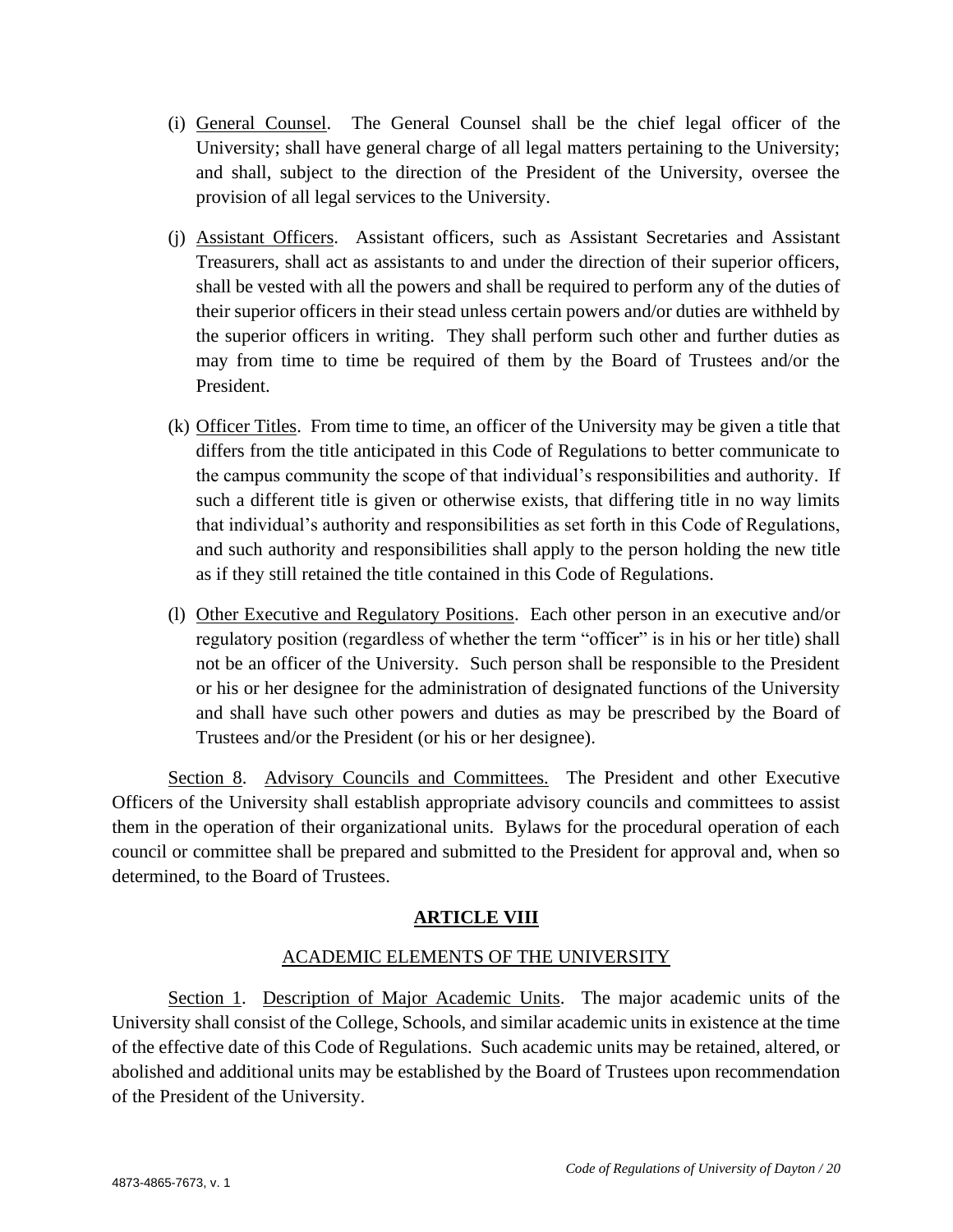(i) General Counsel. The General Counsel shall be the chief legal officer of the University; shall have general charge of all legal matters pertaining to the University; and shall, subject to the direction of the President of the University, oversee the provision of all legal services to the University.

(j) Assistant Officers. Assistant officers, such as Assistant Secretaries and Assistant Treasurers, shall act as assistants to and under the direction of their superior officers, shall be vested with all the powers and shall be required to perform any of the duties of their superior officers in their stead unless certain powers and/or duties are withheld by the superior officers in writing. They shall perform such other and further duties as may from time to time be required of them by the Board of Trustees and/or the President.

(k) Officer Titles. From time to time, an officer of the University may be given a title that differs from the title anticipated in this Code of Regulations to better communicate to the campus community the scope of that individual's responsibilities and authority. If such a different title is given or otherwise exists, that differing title in no way limits that individual's authority and responsibilities as set forth in this Code of Regulations, and such authority and responsibilities shall apply to the person holding the new title as if they still retained the title contained in this Code of Regulations.

(l) Other Executive and Regulatory Positions. Each other person in an executive and/or regulatory position (regardless of whether the term "officer" is in his or her title) shall not be an officer of the University. Such person shall be responsible to the President or his or her designee for the administration of designated functions of the University and shall have such other powers and duties as may be prescribed by the Board of Trustees and/or the President (or his or her designee).

Section 8. Advisory Councils and Committees. The President and other Executive Officers of the University shall establish appropriate advisory councils and committees to assist them in the operation of their organizational units. Bylaws for the procedural operation of each council or committee shall be prepared and submitted to the President for approval and, when so determined, to the Board of Trustees.

## ARTICLE VIII

### ACADEMIC ELEMENTS OF THE UNIVERSITY

Section 1. Description of Major Academic Units. The major academic units of the University shall consist of the College, Schools, and similar academic units in existence at the time of the effective date of this Code of Regulations. Such academic units may be retained, altered, or abolished and additional units may be established by the Board of Trustees upon recommendation of the President of the University.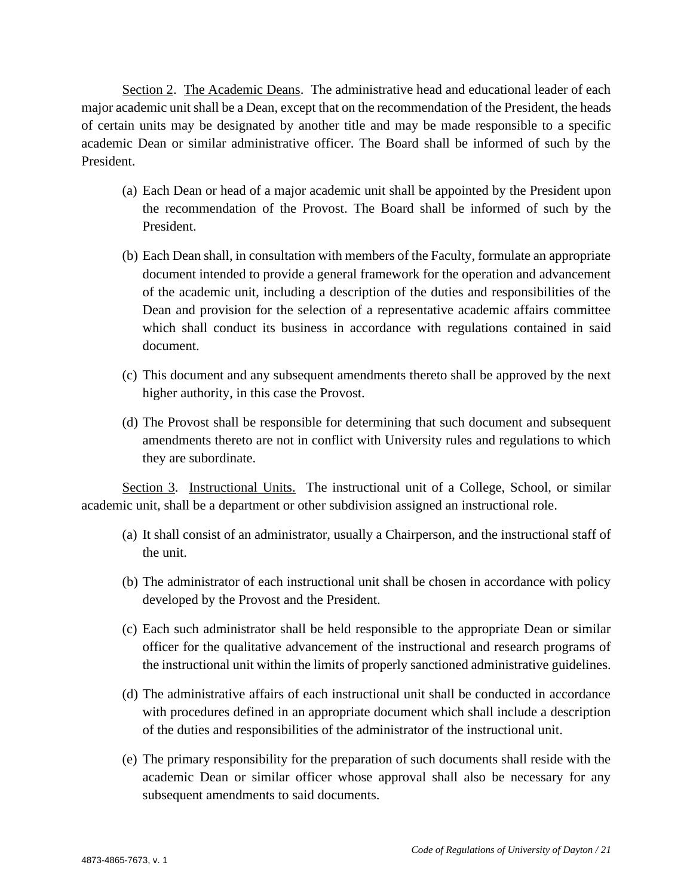Section 2. The Academic Deans. The administrative head and educational leader of each major academic unit shall be a Dean, except that on the recommendation of the President, the heads of certain units may be designated by another title and may be made responsible to a specific academic Dean or similar administrative officer. The Board shall be informed of such by the President.

(a) Each Dean or head of a major academic unit shall be appointed by the President upon the recommendation of the Provost. The Board shall be informed of such by the President.

(b) Each Dean shall, in consultation with members of the Faculty, formulate an appropriate document intended to provide a general framework for the operation and advancement of the academic unit, including a description of the duties and responsibilities of the Dean and provision for the selection of a representative academic affairs committee which shall conduct its business in accordance with regulations contained in said document.

(c) This document and any subsequent amendments thereto shall be approved by the next higher authority, in this case the Provost.

(d) The Provost shall be responsible for determining that such document and subsequent amendments thereto are not in conflict with University rules and regulations to which they are subordinate.

Section 3. Instructional Units. The instructional unit of a College, School, or similar academic unit, shall be a department or other subdivision assigned an instructional role.

(a) It shall consist of an administrator, usually a Chairperson, and the instructional staff of the unit.

(b) The administrator of each instructional unit shall be chosen in accordance with policy developed by the Provost and the President.

(c) Each such administrator shall be held responsible to the appropriate Dean or similar officer for the qualitative advancement of the instructional and research programs of the instructional unit within the limits of properly sanctioned administrative guidelines.

(d) The administrative affairs of each instructional unit shall be conducted in accordance with procedures defined in an appropriate document which shall include a description of the duties and responsibilities of the administrator of the instructional unit.

(e) The primary responsibility for the preparation of such documents shall reside with the academic Dean or similar officer whose approval shall also be necessary for any subsequent amendments to said documents.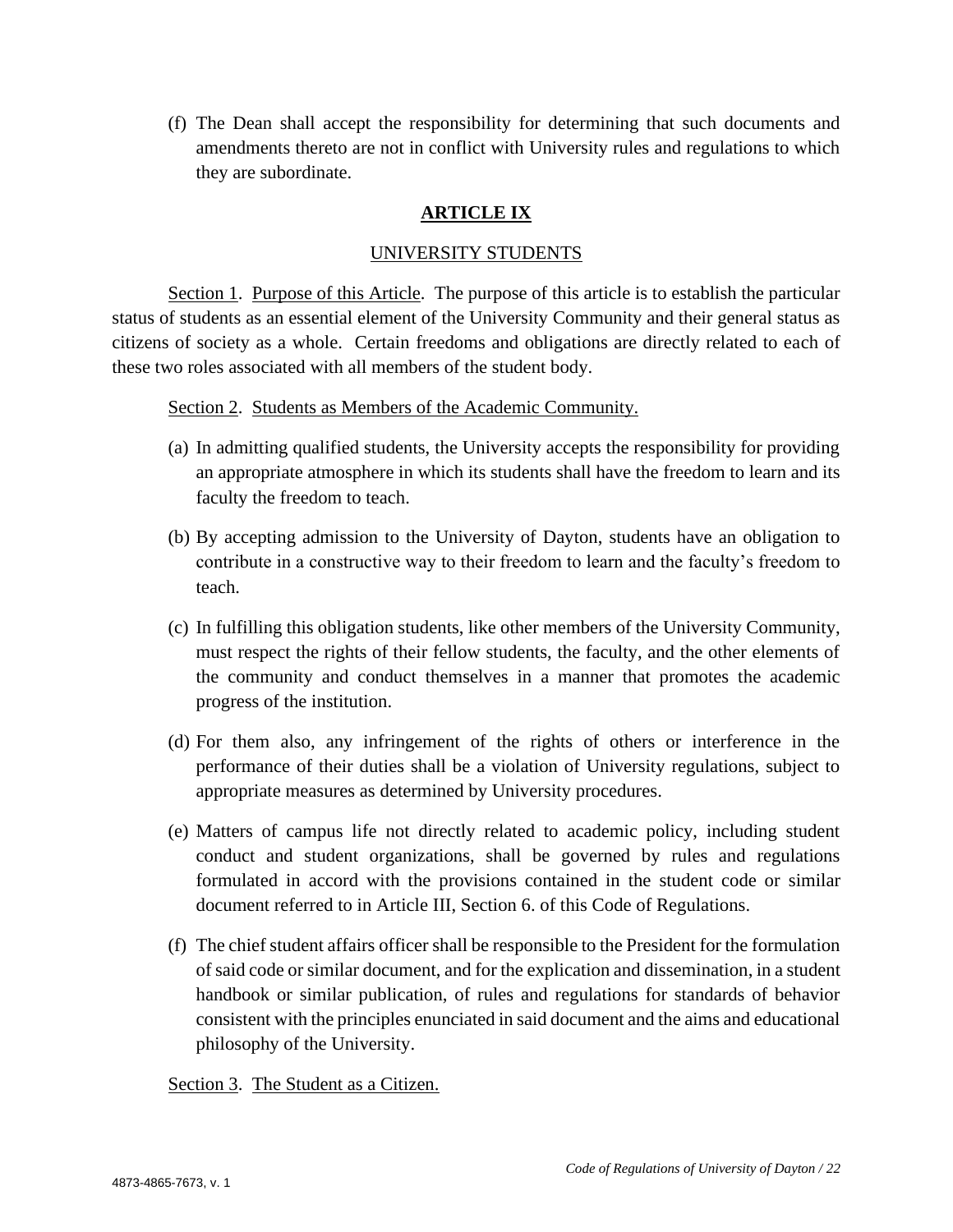(f) The Dean shall accept the responsibility for determining that such documents and amendments thereto are not in conflict with University rules and regulations to which they are subordinate.

## ARTICLE IX

### UNIVERSITY STUDENTS

Section 1. Purpose of this Article. The purpose of this article is to establish the particular status of students as an essential element of the University Community and their general status as citizens of society as a whole. Certain freedoms and obligations are directly related to each of these two roles associated with all members of the student body.

Section 2. Students as Members of the Academic Community.

(a) In admitting qualified students, the University accepts the responsibility for providing an appropriate atmosphere in which its students shall have the freedom to learn and its faculty the freedom to teach.

(b) By accepting admission to the University of Dayton, students have an obligation to contribute in a constructive way to their freedom to learn and the faculty's freedom to teach.

(c) In fulfilling this obligation students, like other members of the University Community, must respect the rights of their fellow students, the faculty, and the other elements of the community and conduct themselves in a manner that promotes the academic progress of the institution.

(d) For them also, any infringement of the rights of others or interference in the performance of their duties shall be a violation of University regulations, subject to appropriate measures as determined by University procedures.

(e) Matters of campus life not directly related to academic policy, including student conduct and student organizations, shall be governed by rules and regulations formulated in accord with the provisions contained in the student code or similar document referred to in Article III, Section 6. of this Code of Regulations.

(f) The chief student affairs officer shall be responsible to the President for the formulation of said code or similar document, and for the explication and dissemination, in a student handbook or similar publication, of rules and regulations for standards of behavior consistent with the principles enunciated in said document and the aims and educational philosophy of the University.

Section 3. The Student as a Citizen.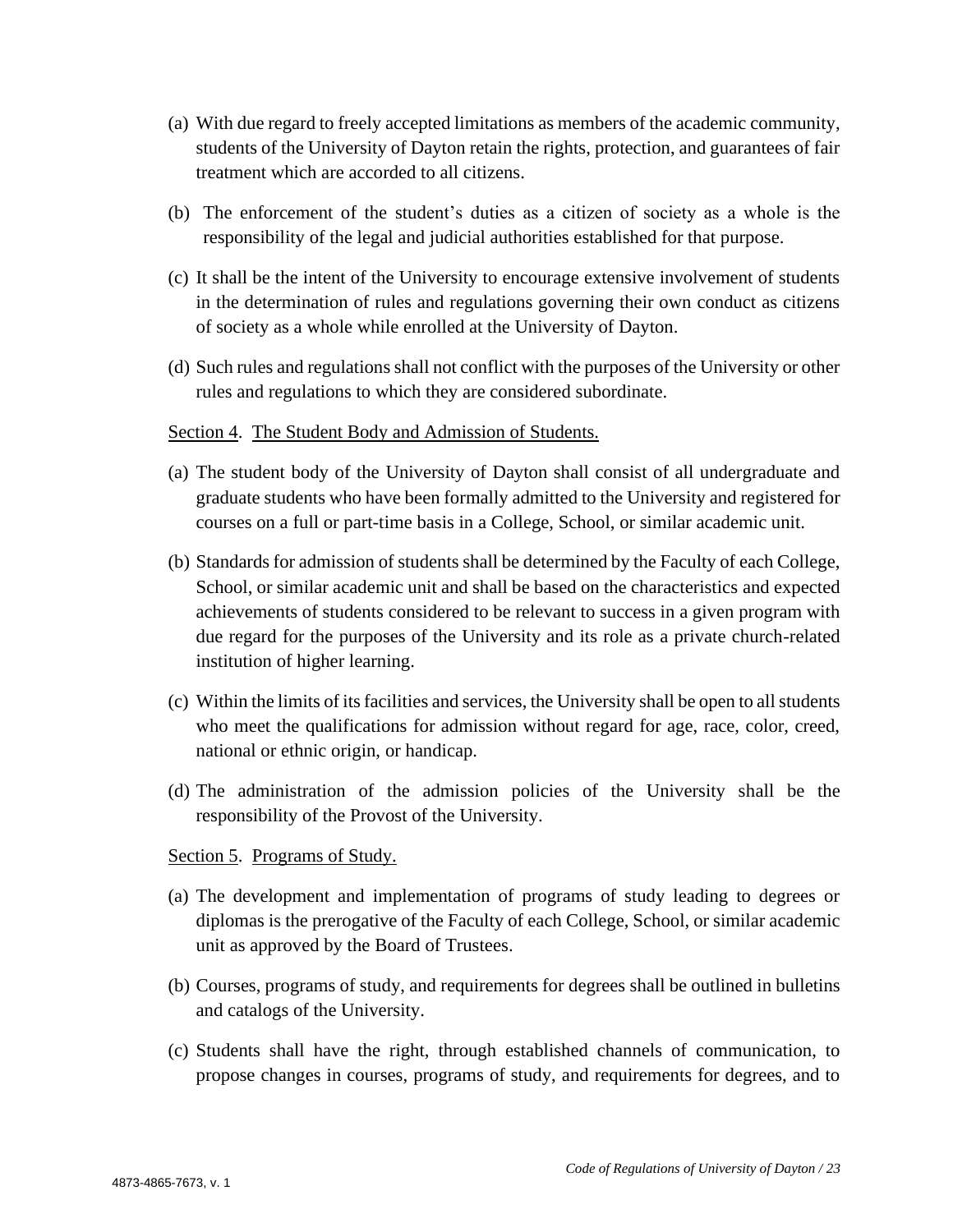(a) With due regard to freely accepted limitations as members of the academic community, students of the University of Dayton retain the rights, protection, and guarantees of fair treatment which are accorded to all citizens.

(b) The enforcement of the student's duties as a citizen of society as a whole is the responsibility of the legal and judicial authorities established for that purpose.

(c) It shall be the intent of the University to encourage extensive involvement of students in the determination of rules and regulations governing their own conduct as citizens of society as a whole while enrolled at the University of Dayton.

(d) Such rules and regulations shall not conflict with the purposes of the University or other rules and regulations to which they are considered subordinate.

Section 4. The Student Body and Admission of Students.

(a) The student body of the University of Dayton shall consist of all undergraduate and graduate students who have been formally admitted to the University and registered for courses on a full or part-time basis in a College, School, or similar academic unit.

(b) Standards for admission of students shall be determined by the Faculty of each College, School, or similar academic unit and shall be based on the characteristics and expected achievements of students considered to be relevant to success in a given program with due regard for the purposes of the University and its role as a private church-related institution of higher learning.

(c) Within the limits of its facilities and services, the University shall be open to all students who meet the qualifications for admission without regard for age, race, color, creed, national or ethnic origin, or handicap.

(d) The administration of the admission policies of the University shall be the responsibility of the Provost of the University.

Section 5. Programs of Study.

(a) The development and implementation of programs of study leading to degrees or diplomas is the prerogative of the Faculty of each College, School, or similar academic unit as approved by the Board of Trustees.

(b) Courses, programs of study, and requirements for degrees shall be outlined in bulletins and catalogs of the University.

(c) Students shall have the right, through established channels of communication, to propose changes in courses, programs of study, and requirements for degrees, and to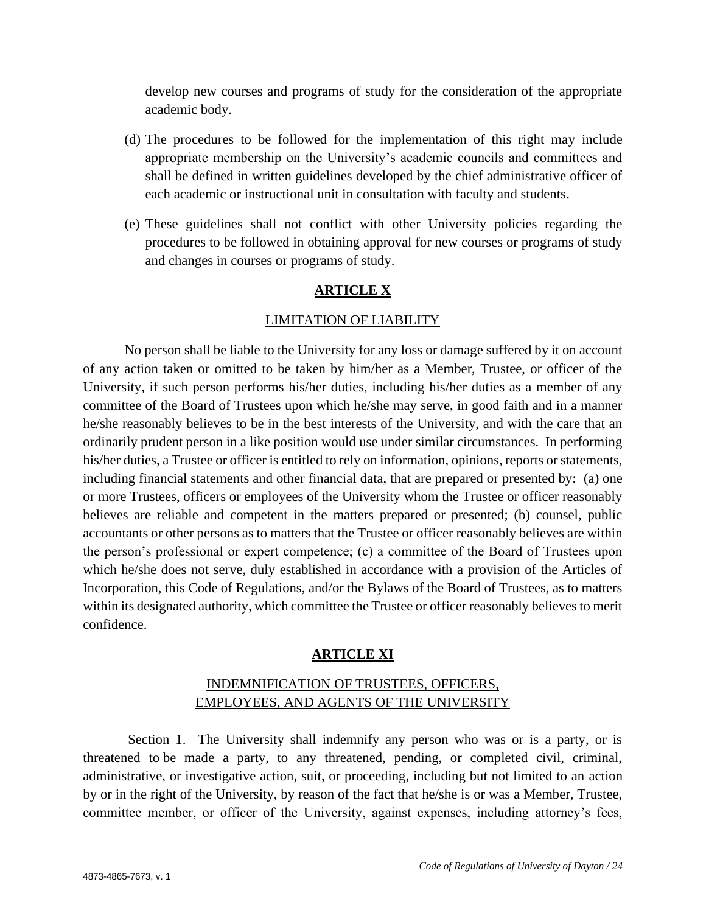develop new courses and programs of study for the consideration of the appropriate academic body.

(d) The procedures to be followed for the implementation of this right may include appropriate membership on the University's academic councils and committees and shall be defined in written guidelines developed by the chief administrative officer of each academic or instructional unit in consultation with faculty and students.

(e) These guidelines shall not conflict with other University policies regarding the procedures to be followed in obtaining approval for new courses or programs of study and changes in courses or programs of study.

## ARTICLE X

### LIMITATION OF LIABILITY

No person shall be liable to the University for any loss or damage suffered by it on account of any action taken or omitted to be taken by him/her as a Member, Trustee, or officer of the University, if such person performs his/her duties, including his/her duties as a member of any committee of the Board of Trustees upon which he/she may serve, in good faith and in a manner he/she reasonably believes to be in the best interests of the University, and with the care that an ordinarily prudent person in a like position would use under similar circumstances. In performing his/her duties, a Trustee or officer is entitled to rely on information, opinions, reports or statements, including financial statements and other financial data, that are prepared or presented by: (a) one or more Trustees, officers or employees of the University whom the Trustee or officer reasonably believes are reliable and competent in the matters prepared or presented; (b) counsel, public accountants or other persons as to matters that the Trustee or officer reasonably believes are within the person's professional or expert competence; (c) a committee of the Board of Trustees upon which he/she does not serve, duly established in accordance with a provision of the Articles of Incorporation, this Code of Regulations, and/or the Bylaws of the Board of Trustees, as to matters within its designated authority, which committee the Trustee or officer reasonably believes to merit confidence.

## ARTICLE XI

### INDEMNIFICATION OF TRUSTEES, OFFICERS, EMPLOYEES, AND AGENTS OF THE UNIVERSITY

Section 1. The University shall indemnify any person who was or is a party, or is threatened to be made a party, to any threatened, pending, or completed civil, criminal, administrative, or investigative action, suit, or proceeding, including but not limited to an action by or in the right of the University, by reason of the fact that he/she is or was a Member, Trustee, committee member, or officer of the University, against expenses, including attorney's fees,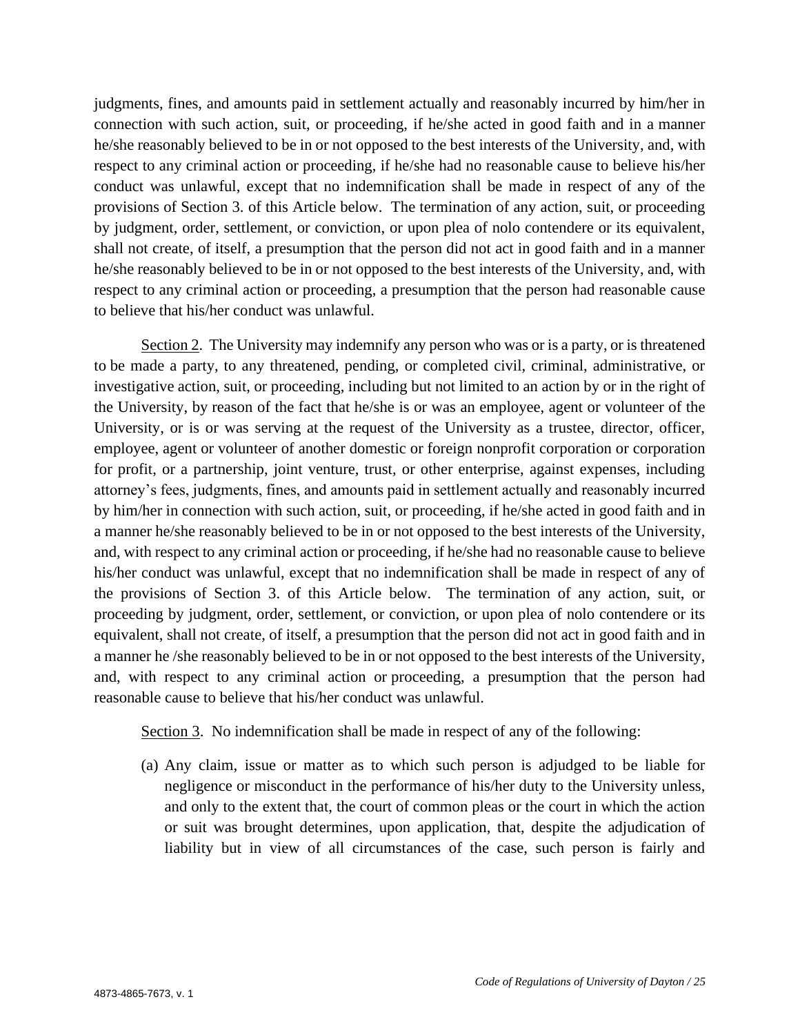judgments, fines, and amounts paid in settlement actually and reasonably incurred by him/her in connection with such action, suit, or proceeding, if he/she acted in good faith and in a manner he/she reasonably believed to be in or not opposed to the best interests of the University, and, with respect to any criminal action or proceeding, if he/she had no reasonable cause to believe his/her conduct was unlawful, except that no indemnification shall be made in respect of any of the provisions of Section 3. of this Article below. The termination of any action, suit, or proceeding by judgment, order, settlement, or conviction, or upon plea of nolo contendere or its equivalent, shall not create, of itself, a presumption that the person did not act in good faith and in a manner he/she reasonably believed to be in or not opposed to the best interests of the University, and, with respect to any criminal action or proceeding, a presumption that the person had reasonable cause to believe that his/her conduct was unlawful.

Section 2. The University may indemnify any person who was or is a party, or is threatened to be made a party, to any threatened, pending, or completed civil, criminal, administrative, or investigative action, suit, or proceeding, including but not limited to an action by or in the right of the University, by reason of the fact that he/she is or was an employee, agent or volunteer of the University, or is or was serving at the request of the University as a trustee, director, officer, employee, agent or volunteer of another domestic or foreign nonprofit corporation or corporation for profit, or a partnership, joint venture, trust, or other enterprise, against expenses, including attorney's fees, judgments, fines, and amounts paid in settlement actually and reasonably incurred by him/her in connection with such action, suit, or proceeding, if he/she acted in good faith and in a manner he/she reasonably believed to be in or not opposed to the best interests of the University, and, with respect to any criminal action or proceeding, if he/she had no reasonable cause to believe his/her conduct was unlawful, except that no indemnification shall be made in respect of any of the provisions of Section 3. of this Article below. The termination of any action, suit, or proceeding by judgment, order, settlement, or conviction, or upon plea of nolo contendere or its equivalent, shall not create, of itself, a presumption that the person did not act in good faith and in a manner he /she reasonably believed to be in or not opposed to the best interests of the University, and, with respect to any criminal action or proceeding, a presumption that the person had reasonable cause to believe that his/her conduct was unlawful.

Section 3. No indemnification shall be made in respect of any of the following:

(a) Any claim, issue or matter as to which such person is adjudged to be liable for negligence or misconduct in the performance of his/her duty to the University unless, and only to the extent that, the court of common pleas or the court in which the action or suit was brought determines, upon application, that, despite the adjudication of liability but in view of all circumstances of the case, such person is fairly and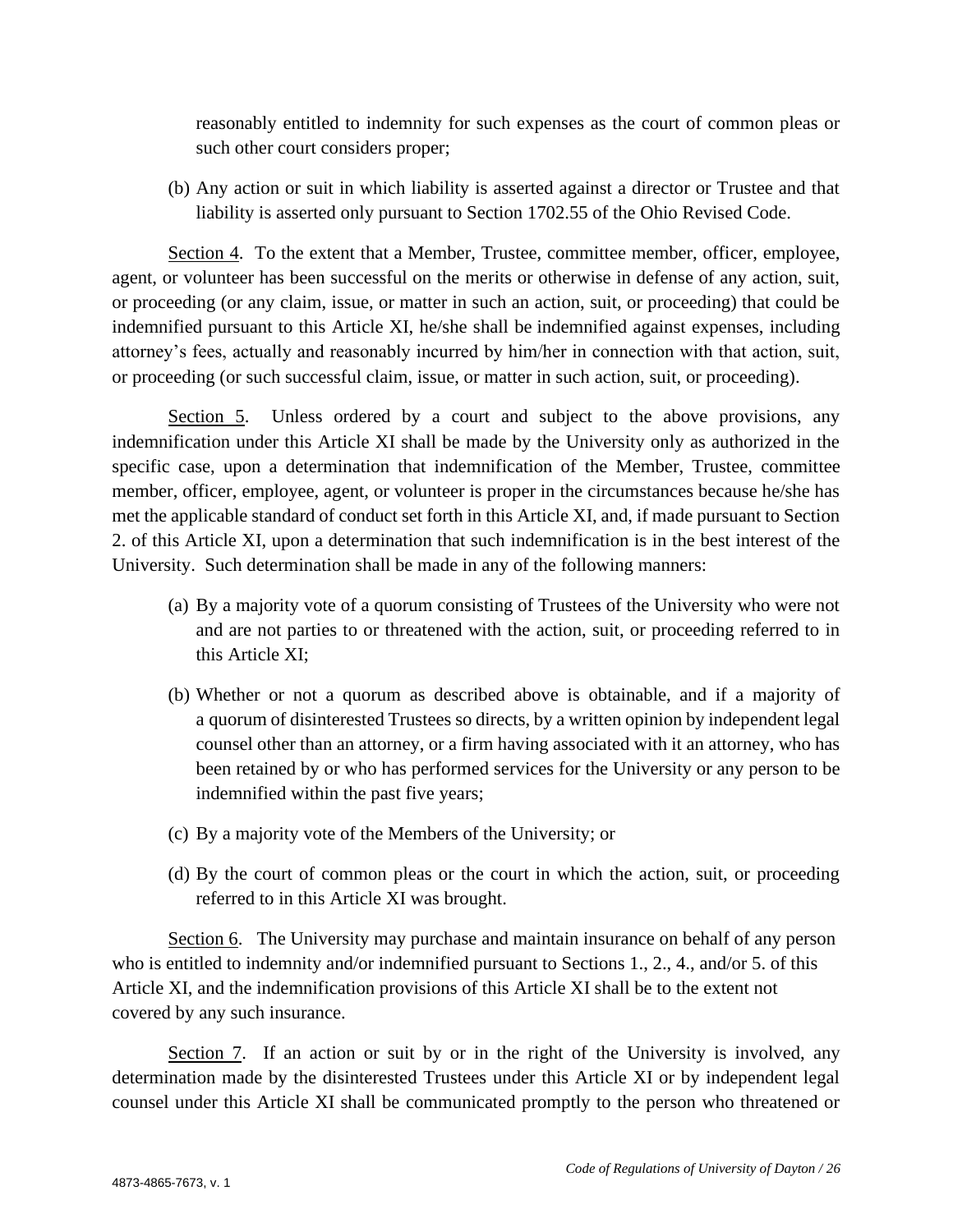reasonably entitled to indemnity for such expenses as the court of common pleas or such other court considers proper;

(b) Any action or suit in which liability is asserted against a director or Trustee and that liability is asserted only pursuant to Section 1702.55 of the Ohio Revised Code.

Section 4. To the extent that a Member, Trustee, committee member, officer, employee, agent, or volunteer has been successful on the merits or otherwise in defense of any action, suit, or proceeding (or any claim, issue, or matter in such an action, suit, or proceeding) that could be indemnified pursuant to this Article XI, he/she shall be indemnified against expenses, including attorney's fees, actually and reasonably incurred by him/her in connection with that action, suit, or proceeding (or such successful claim, issue, or matter in such action, suit, or proceeding).

Section 5. Unless ordered by a court and subject to the above provisions, any indemnification under this Article XI shall be made by the University only as authorized in the specific case, upon a determination that indemnification of the Member, Trustee, committee member, officer, employee, agent, or volunteer is proper in the circumstances because he/she has met the applicable standard of conduct set forth in this Article XI, and, if made pursuant to Section 2. of this Article XI, upon a determination that such indemnification is in the best interest of the University. Such determination shall be made in any of the following manners:

(a) By a majority vote of a quorum consisting of Trustees of the University who were not and are not parties to or threatened with the action, suit, or proceeding referred to in this Article XI;

(b) Whether or not a quorum as described above is obtainable, and if a majority of a quorum of disinterested Trustees so directs, by a written opinion by independent legal counsel other than an attorney, or a firm having associated with it an attorney, who has been retained by or who has performed services for the University or any person to be indemnified within the past five years;

(c) By a majority vote of the Members of the University; or

(d) By the court of common pleas or the court in which the action, suit, or proceeding referred to in this Article XI was brought.

Section 6. The University may purchase and maintain insurance on behalf of any person who is entitled to indemnity and/or indemnified pursuant to Sections 1., 2., 4., and/or 5. of this Article XI, and the indemnification provisions of this Article XI shall be to the extent not covered by any such insurance.

Section 7. If an action or suit by or in the right of the University is involved, any determination made by the disinterested Trustees under this Article XI or by independent legal counsel under this Article XI shall be communicated promptly to the person who threatened or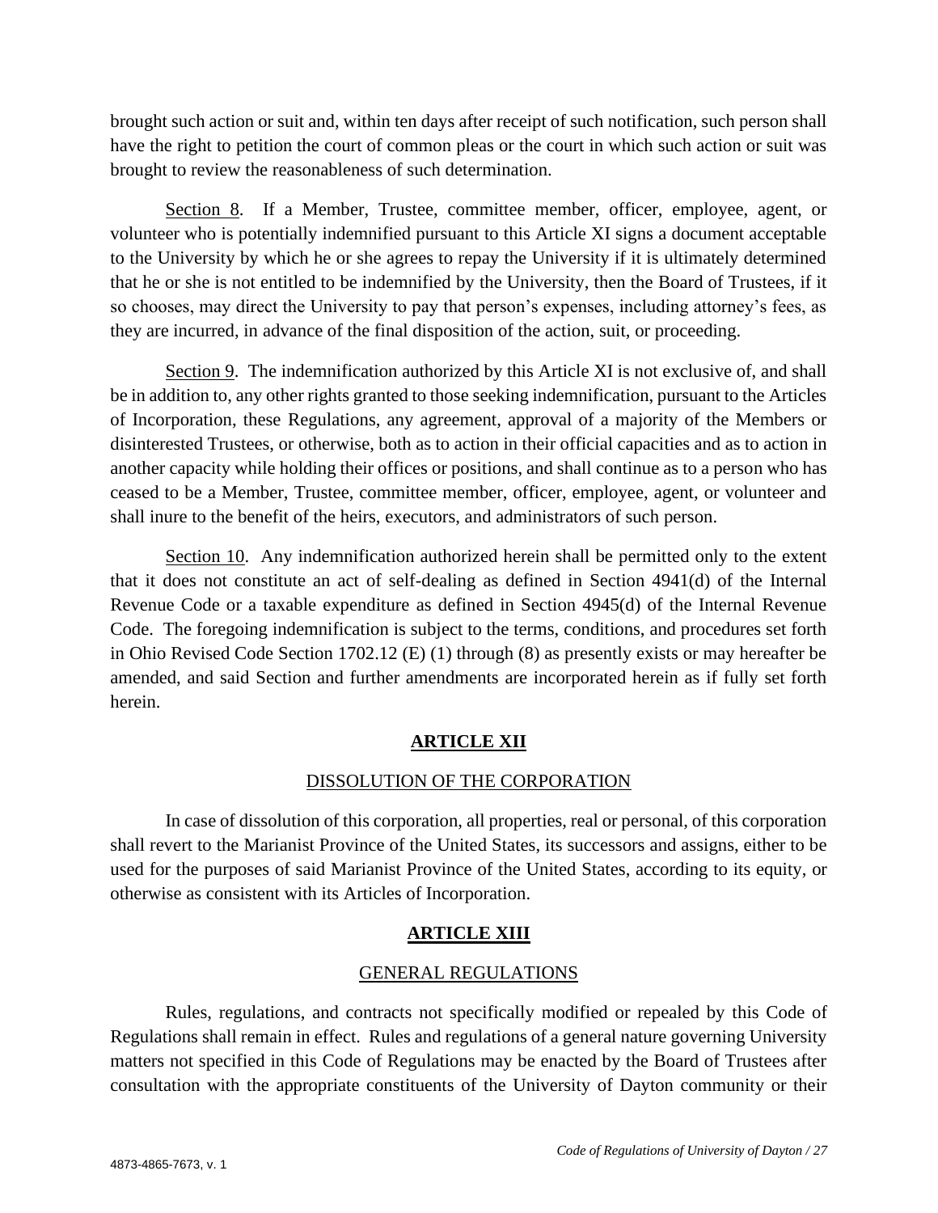brought such action or suit and, within ten days after receipt of such notification, such person shall have the right to petition the court of common pleas or the court in which such action or suit was brought to review the reasonableness of such determination.

Section 8. If a Member, Trustee, committee member, officer, employee, agent, or volunteer who is potentially indemnified pursuant to this Article XI signs a document acceptable to the University by which he or she agrees to repay the University if it is ultimately determined that he or she is not entitled to be indemnified by the University, then the Board of Trustees, if it so chooses, may direct the University to pay that person's expenses, including attorney's fees, as they are incurred, in advance of the final disposition of the action, suit, or proceeding.

Section 9. The indemnification authorized by this Article XI is not exclusive of, and shall be in addition to, any other rights granted to those seeking indemnification, pursuant to the Articles of Incorporation, these Regulations, any agreement, approval of a majority of the Members or disinterested Trustees, or otherwise, both as to action in their official capacities and as to action in another capacity while holding their offices or positions, and shall continue as to a person who has ceased to be a Member, Trustee, committee member, officer, employee, agent, or volunteer and shall inure to the benefit of the heirs, executors, and administrators of such person.

Section 10. Any indemnification authorized herein shall be permitted only to the extent that it does not constitute an act of self-dealing as defined in Section 4941(d) of the Internal Revenue Code or a taxable expenditure as defined in Section 4945(d) of the Internal Revenue Code. The foregoing indemnification is subject to the terms, conditions, and procedures set forth in Ohio Revised Code Section 1702.12 (E) (1) through (8) as presently exists or may hereafter be amended, and said Section and further amendments are incorporated herein as if fully set forth herein.

## ARTICLE XII

### DISSOLUTION OF THE CORPORATION

In case of dissolution of this corporation, all properties, real or personal, of this corporation shall revert to the Marianist Province of the United States, its successors and assigns, either to be used for the purposes of said Marianist Province of the United States, according to its equity, or otherwise as consistent with its Articles of Incorporation.

## ARTICLE XIII

### GENERAL REGULATIONS

Rules, regulations, and contracts not specifically modified or repealed by this Code of Regulations shall remain in effect. Rules and regulations of a general nature governing University matters not specified in this Code of Regulations may be enacted by the Board of Trustees after consultation with the appropriate constituents of the University of Dayton community or their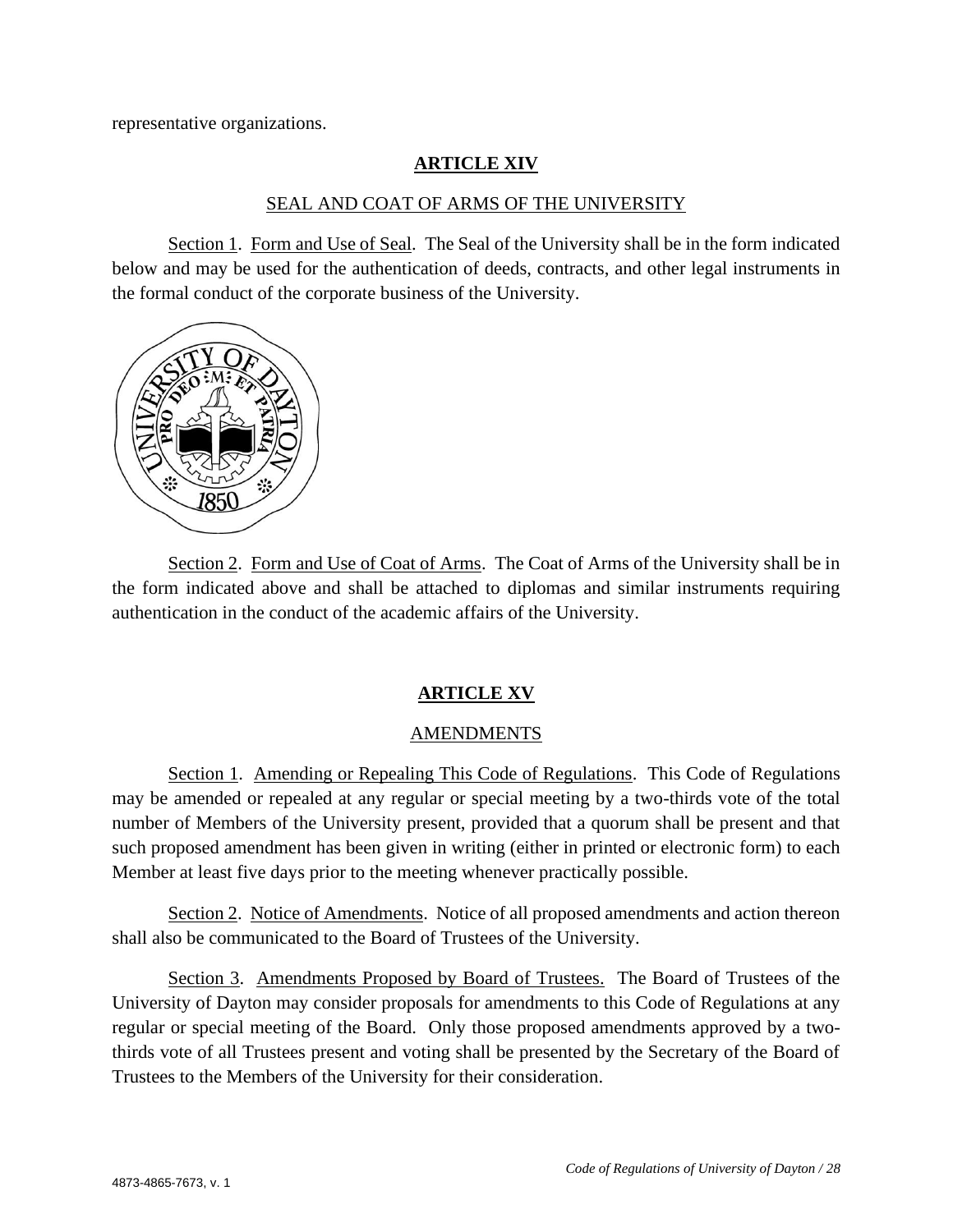representative organizations.

## ARTICLE XIV

### SEAL AND COAT OF ARMS OF THE UNIVERSITY

Section 1. Form and Use of Seal. The Seal of the University shall be in the form indicated below and may be used for the authentication of deeds, contracts, and other legal instruments in the formal conduct of the corporate business of the University.

Section 2. Form and Use of Coat of Arms. The Coat of Arms of the University shall be in the form indicated above and shall be attached to diplomas and similar instruments requiring authentication in the conduct of the academic affairs of the University.

## ARTICLE XV

### AMENDMENTS

Section 1. Amending or Repealing This Code of Regulations. This Code of Regulations may be amended or repealed at any regular or special meeting by a two-thirds vote of the total number of Members of the University present, provided that a quorum shall be present and that such proposed amendment has been given in writing (either in printed or electronic form) to each Member at least five days prior to the meeting whenever practically possible.

Section 2. Notice of Amendments. Notice of all proposed amendments and action thereon shall also be communicated to the Board of Trustees of the University.

Section 3. Amendments Proposed by Board of Trustees. The Board of Trustees of the University of Dayton may consider proposals for amendments to this Code of Regulations at any regular or special meeting of the Board. Only those proposed amendments approved by a two-thirds vote of all Trustees present and voting shall be presented by the Secretary of the Board of Trustees to the Members of the University for their consideration.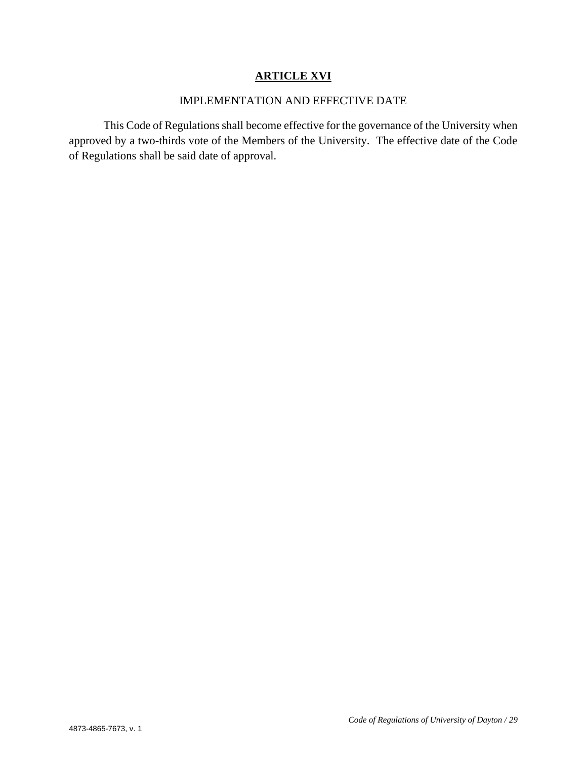## ARTICLE XVI

### IMPLEMENTATION AND EFFECTIVE DATE

This Code of Regulations shall become effective for the governance of the University when approved by a two-thirds vote of the Members of the University. The effective date of the Code of Regulations shall be said date of approval.